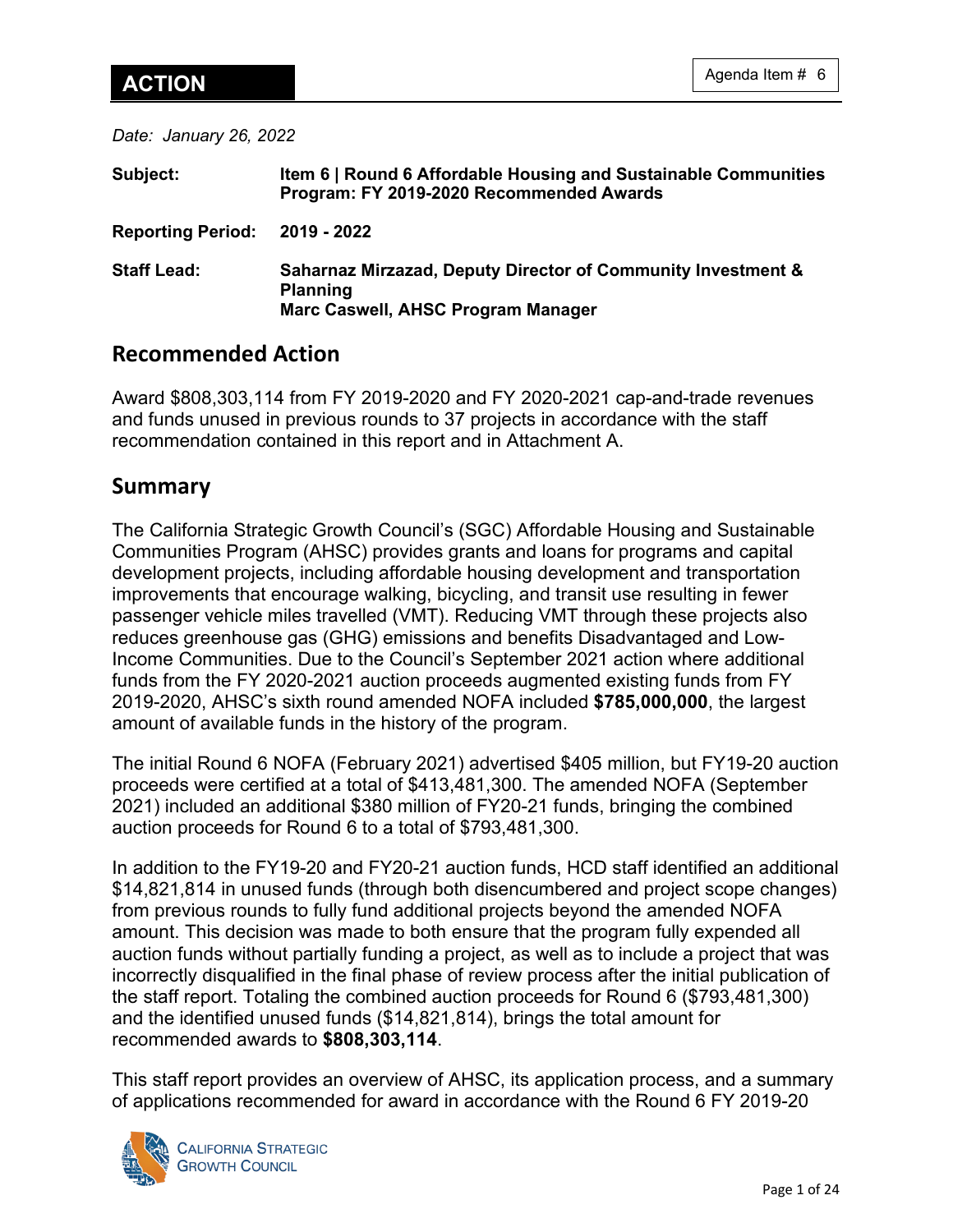**ACTION**

Agenda Item # 6

*Date: January 26, 2022*

**Subject:** **Item 6 | Round 6 Affordable Housing and Sustainable Communities Program: FY 2019-2020 Recommended Awards**

**Reporting Period:** **2019 - 2022**

**Staff Lead:** **Saharnaz Mirzazad, Deputy Director of Community Investment & Planning**
**Marc Caswell, AHSC Program Manager**

## Recommended Action

Award $808,303,114 from FY 2019-2020 and FY 2020-2021 cap-and-trade revenues and funds unused in previous rounds to 37 projects in accordance with the staff recommendation contained in this report and in Attachment A.

## Summary

The California Strategic Growth Council's (SGC) Affordable Housing and Sustainable Communities Program (AHSC) provides grants and loans for programs and capital development projects, including affordable housing development and transportation improvements that encourage walking, bicycling, and transit use resulting in fewer passenger vehicle miles travelled (VMT). Reducing VMT through these projects also reduces greenhouse gas (GHG) emissions and benefits Disadvantaged and Low-Income Communities. Due to the Council's September 2021 action where additional funds from the FY 2020-2021 auction proceeds augmented existing funds from FY 2019-2020, AHSC's sixth round amended NOFA included **$785,000,000**, the largest amount of available funds in the history of the program.

The initial Round 6 NOFA (February 2021) advertised $405 million, but FY19-20 auction proceeds were certified at a total of $413,481,300. The amended NOFA (September 2021) included an additional $380 million of FY20-21 funds, bringing the combined auction proceeds for Round 6 to a total of $793,481,300.

In addition to the FY19-20 and FY20-21 auction funds, HCD staff identified an additional $14,821,814 in unused funds (through both disencumbered and project scope changes) from previous rounds to fully fund additional projects beyond the amended NOFA amount. This decision was made to both ensure that the program fully expended all auction funds without partially funding a project, as well as to include a project that was incorrectly disqualified in the final phase of review process after the initial publication of the staff report. Totaling the combined auction proceeds for Round 6 ($793,481,300) and the identified unused funds ($14,821,814), brings the total amount for recommended awards to **$808,303,114**.

This staff report provides an overview of AHSC, its application process, and a summary of applications recommended for award in accordance with the Round 6 FY 2019-20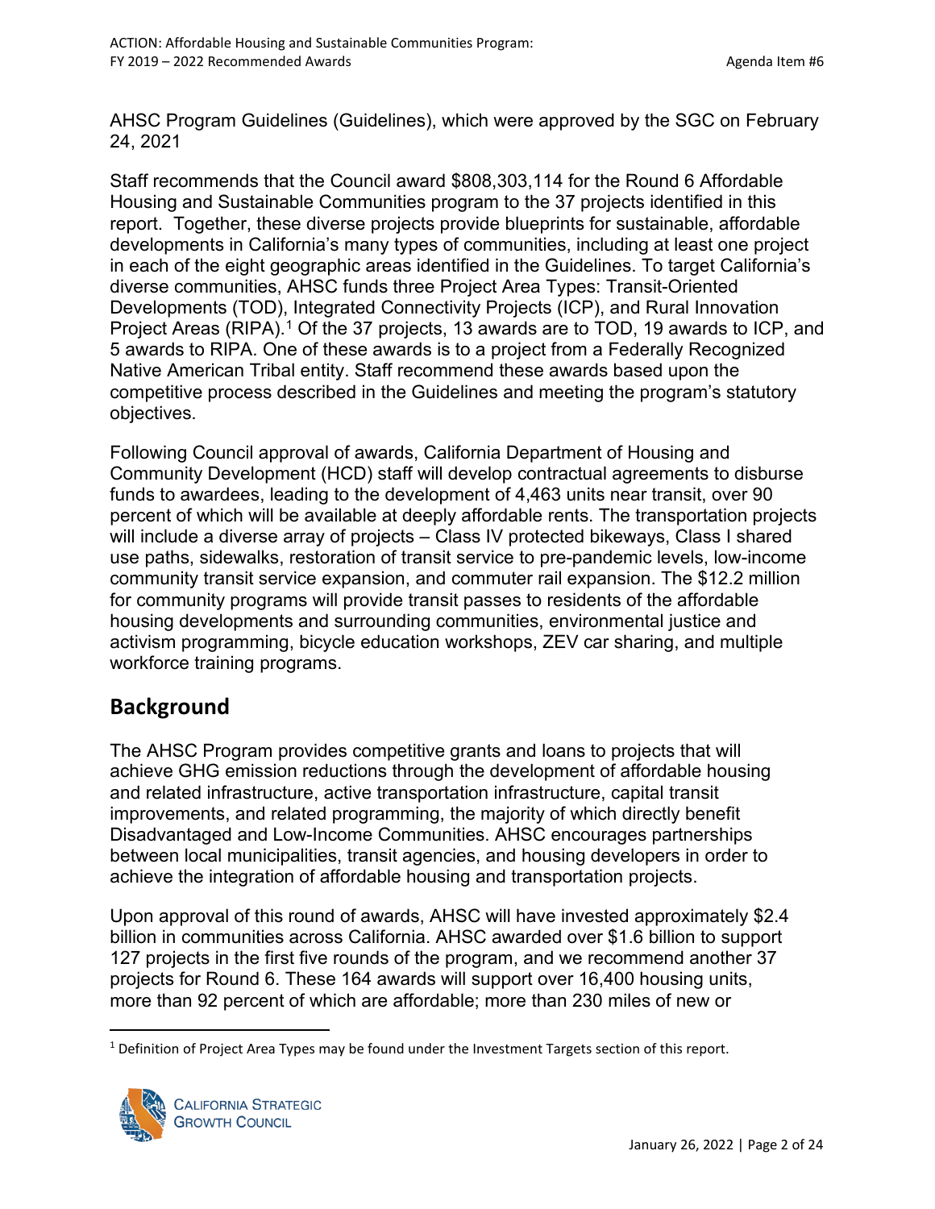AHSC Program Guidelines (Guidelines), which were approved by the SGC on February 24, 2021

Staff recommends that the Council award $808,303,114 for the Round 6 Affordable Housing and Sustainable Communities program to the 37 projects identified in this report. Together, these diverse projects provide blueprints for sustainable, affordable developments in California's many types of communities, including at least one project in each of the eight geographic areas identified in the Guidelines. To target California's diverse communities, AHSC funds three Project Area Types: Transit-Oriented Developments (TOD), Integrated Connectivity Projects (ICP), and Rural Innovation Project Areas (RIPA).[1] Of the 37 projects, 13 awards are to TOD, 19 awards to ICP, and 5 awards to RIPA. One of these awards is to a project from a Federally Recognized Native American Tribal entity. Staff recommend these awards based upon the competitive process described in the Guidelines and meeting the program's statutory objectives.

Following Council approval of awards, California Department of Housing and Community Development (HCD) staff will develop contractual agreements to disburse funds to awardees, leading to the development of 4,463 units near transit, over 90 percent of which will be available at deeply affordable rents. The transportation projects will include a diverse array of projects – Class IV protected bikeways, Class I shared use paths, sidewalks, restoration of transit service to pre-pandemic levels, low-income community transit service expansion, and commuter rail expansion. The $12.2 million for community programs will provide transit passes to residents of the affordable housing developments and surrounding communities, environmental justice and activism programming, bicycle education workshops, ZEV car sharing, and multiple workforce training programs.

## Background

The AHSC Program provides competitive grants and loans to projects that will achieve GHG emission reductions through the development of affordable housing and related infrastructure, active transportation infrastructure, capital transit improvements, and related programming, the majority of which directly benefit Disadvantaged and Low-Income Communities. AHSC encourages partnerships between local municipalities, transit agencies, and housing developers in order to achieve the integration of affordable housing and transportation projects.

Upon approval of this round of awards, AHSC will have invested approximately $2.4 billion in communities across California. AHSC awarded over $1.6 billion to support 127 projects in the first five rounds of the program, and we recommend another 37 projects for Round 6. These 164 awards will support over 16,400 housing units, more than 92 percent of which are affordable; more than 230 miles of new or

[1] Definition of Project Area Types may be found under the Investment Targets section of this report.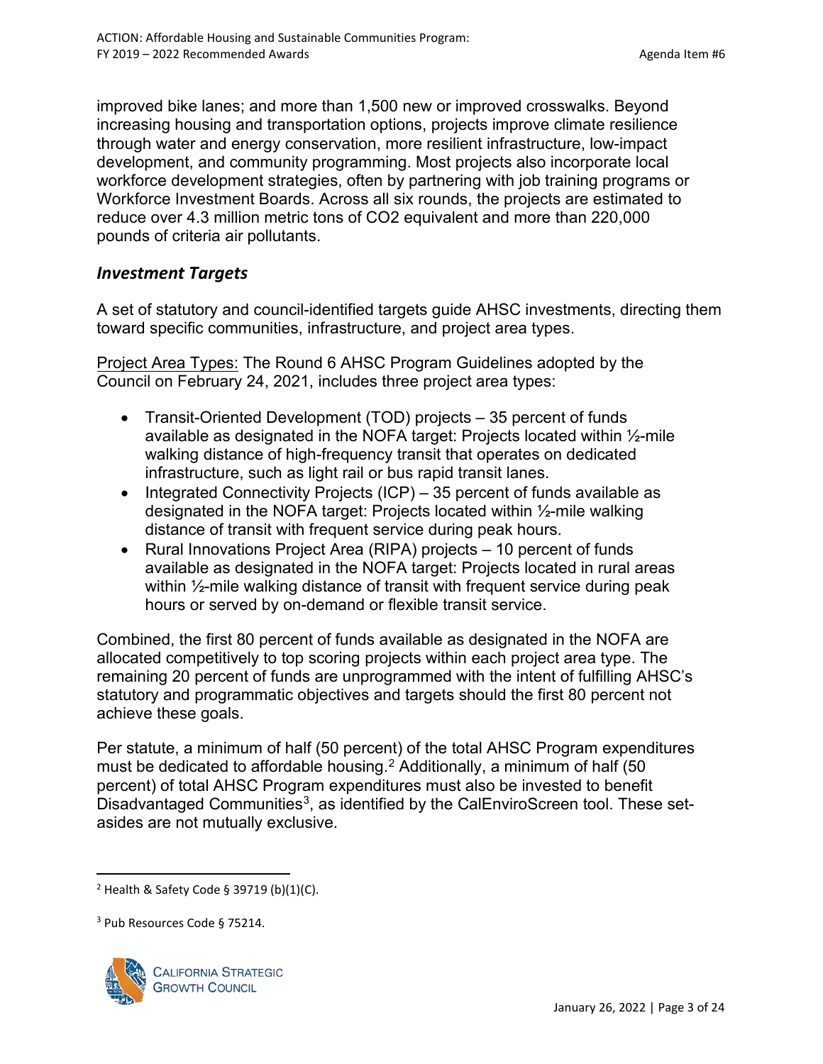improved bike lanes; and more than 1,500 new or improved crosswalks. Beyond increasing housing and transportation options, projects improve climate resilience through water and energy conservation, more resilient infrastructure, low-impact development, and community programming. Most projects also incorporate local workforce development strategies, often by partnering with job training programs or Workforce Investment Boards. Across all six rounds, the projects are estimated to reduce over 4.3 million metric tons of $CO_2$ equivalent and more than 220,000 pounds of criteria air pollutants.

### *Investment Targets*

A set of statutory and council-identified targets guide AHSC investments, directing them toward specific communities, infrastructure, and project area types.

Project Area Types: The Round 6 AHSC Program Guidelines adopted by the Council on February 24, 2021, includes three project area types:

- Transit-Oriented Development (TOD) projects – 35 percent of funds available as designated in the NOFA target: Projects located within ½-mile walking distance of high-frequency transit that operates on dedicated infrastructure, such as light rail or bus rapid transit lanes.
- Integrated Connectivity Projects (ICP) – 35 percent of funds available as designated in the NOFA target: Projects located within ½-mile walking distance of transit with frequent service during peak hours.
- Rural Innovations Project Area (RIPA) projects – 10 percent of funds available as designated in the NOFA target: Projects located in rural areas within ½-mile walking distance of transit with frequent service during peak hours or served by on-demand or flexible transit service.

Combined, the first 80 percent of funds available as designated in the NOFA are allocated competitively to top scoring projects within each project area type. The remaining 20 percent of funds are unprogrammed with the intent of fulfilling AHSC's statutory and programmatic objectives and targets should the first 80 percent not achieve these goals.

Per statute, a minimum of half (50 percent) of the total AHSC Program expenditures must be dedicated to affordable housing.[2] Additionally, a minimum of half (50 percent) of total AHSC Program expenditures must also be invested to benefit Disadvantaged Communities[3], as identified by the CalEnviroScreen tool. These set-asides are not mutually exclusive.

[2] Health & Safety Code § 39719 (b)(1)(C).

[3] Pub Resources Code § 75214.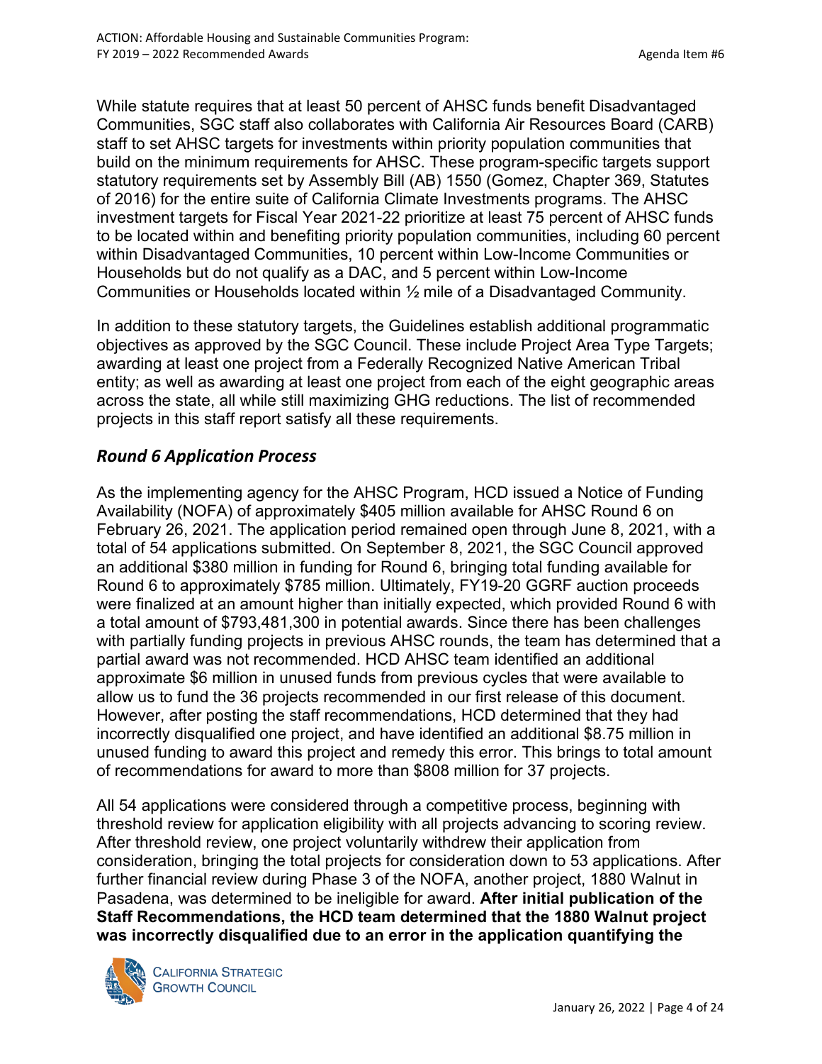While statute requires that at least 50 percent of AHSC funds benefit Disadvantaged Communities, SGC staff also collaborates with California Air Resources Board (CARB) staff to set AHSC targets for investments within priority population communities that build on the minimum requirements for AHSC. These program-specific targets support statutory requirements set by Assembly Bill (AB) 1550 (Gomez, Chapter 369, Statutes of 2016) for the entire suite of California Climate Investments programs. The AHSC investment targets for Fiscal Year 2021-22 prioritize at least 75 percent of AHSC funds to be located within and benefiting priority population communities, including 60 percent within Disadvantaged Communities, 10 percent within Low-Income Communities or Households but do not qualify as a DAC, and 5 percent within Low-Income Communities or Households located within ½ mile of a Disadvantaged Community.

In addition to these statutory targets, the Guidelines establish additional programmatic objectives as approved by the SGC Council. These include Project Area Type Targets; awarding at least one project from a Federally Recognized Native American Tribal entity; as well as awarding at least one project from each of the eight geographic areas across the state, all while still maximizing GHG reductions. The list of recommended projects in this staff report satisfy all these requirements.

### *Round 6 Application Process*

As the implementing agency for the AHSC Program, HCD issued a Notice of Funding Availability (NOFA) of approximately $405 million available for AHSC Round 6 on February 26, 2021. The application period remained open through June 8, 2021, with a total of 54 applications submitted. On September 8, 2021, the SGC Council approved an additional $380 million in funding for Round 6, bringing total funding available for Round 6 to approximately $785 million. Ultimately, FY19-20 GGRF auction proceeds were finalized at an amount higher than initially expected, which provided Round 6 with a total amount of $793,481,300 in potential awards. Since there has been challenges with partially funding projects in previous AHSC rounds, the team has determined that a partial award was not recommended. HCD AHSC team identified an additional approximate $6 million in unused funds from previous cycles that were available to allow us to fund the 36 projects recommended in our first release of this document. However, after posting the staff recommendations, HCD determined that they had incorrectly disqualified one project, and have identified an additional $8.75 million in unused funding to award this project and remedy this error. This brings to total amount of recommendations for award to more than $808 million for 37 projects.

All 54 applications were considered through a competitive process, beginning with threshold review for application eligibility with all projects advancing to scoring review. After threshold review, one project voluntarily withdrew their application from consideration, bringing the total projects for consideration down to 53 applications. After further financial review during Phase 3 of the NOFA, another project, 1880 Walnut in Pasadena, was determined to be ineligible for award. **After initial publication of the Staff Recommendations, the HCD team determined that the 1880 Walnut project was incorrectly disqualified due to an error in the application quantifying the**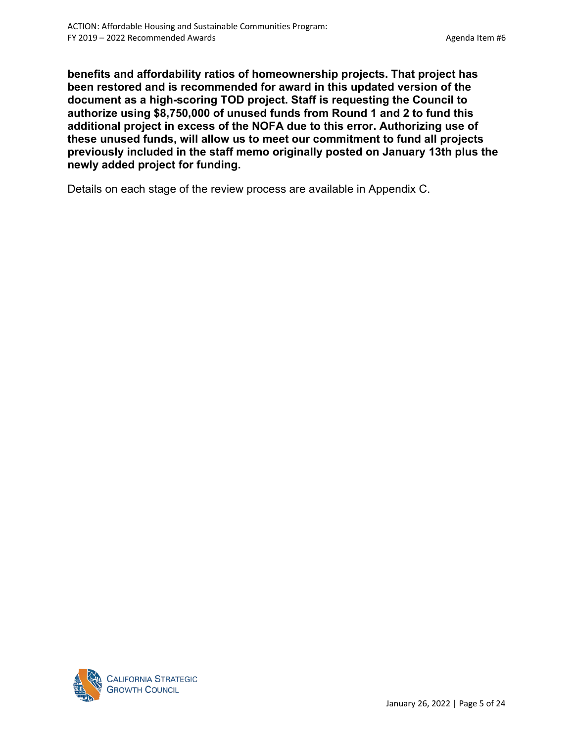**benefits and affordability ratios of homeownership projects. That project has been restored and is recommended for award in this updated version of the document as a high-scoring TOD project. Staff is requesting the Council to authorize using $8,750,000 of unused funds from Round 1 and 2 to fund this additional project in excess of the NOFA due to this error. Authorizing use of these unused funds, will allow us to meet our commitment to fund all projects previously included in the staff memo originally posted on January 13th plus the newly added project for funding.**

Details on each stage of the review process are available in Appendix C.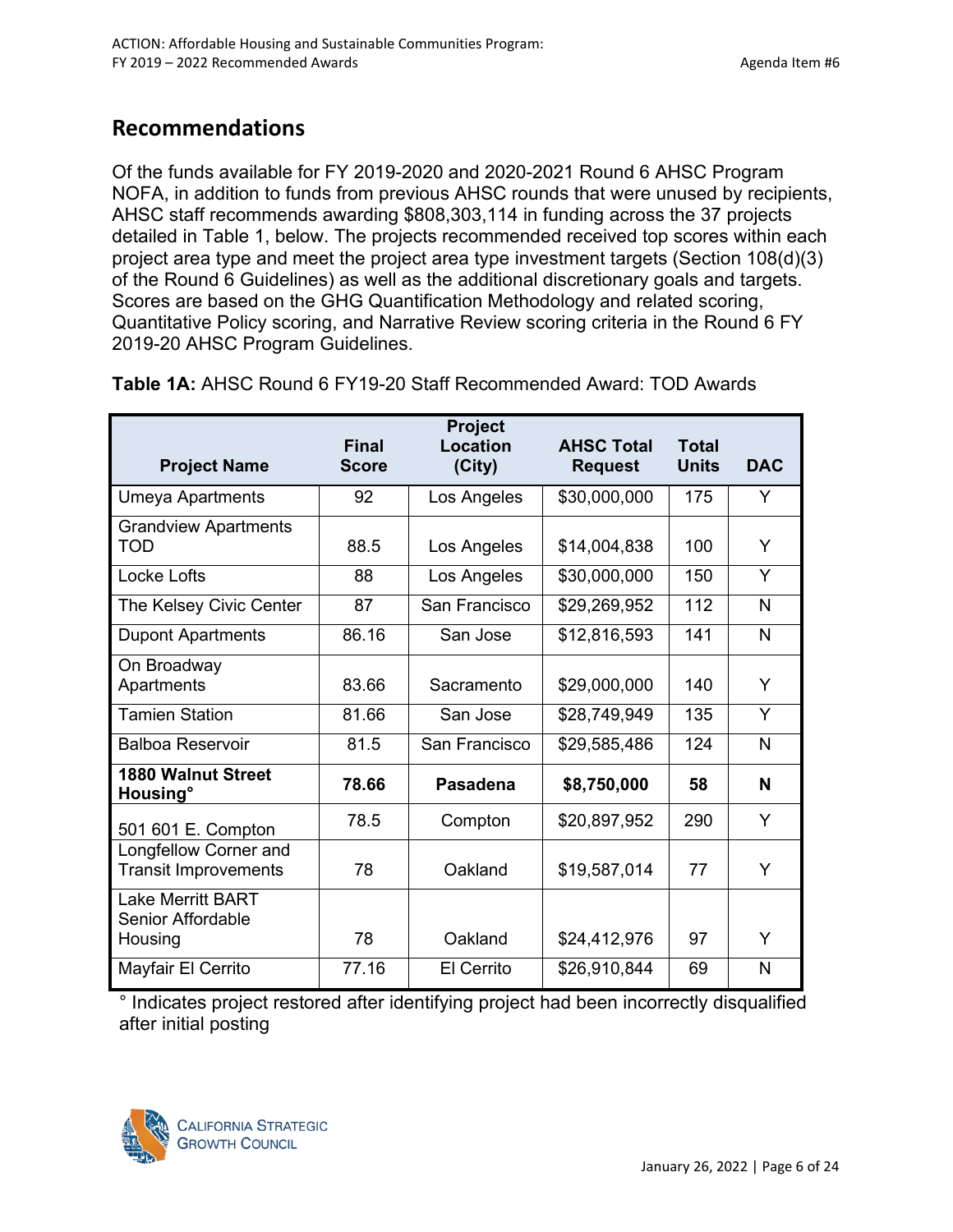## Recommendations

Of the funds available for FY 2019-2020 and 2020-2021 Round 6 AHSC Program NOFA, in addition to funds from previous AHSC rounds that were unused by recipients, AHSC staff recommends awarding $808,303,114 in funding across the 37 projects detailed in Table 1, below. The projects recommended received top scores within each project area type and meet the project area type investment targets (Section 108(d)(3) of the Round 6 Guidelines) as well as the additional discretionary goals and targets. Scores are based on the GHG Quantification Methodology and related scoring, Quantitative Policy scoring, and Narrative Review scoring criteria in the Round 6 FY 2019-20 AHSC Program Guidelines.

**Table 1A:** AHSC Round 6 FY19-20 Staff Recommended Award: TOD Awards

| Project Name | Final Score | Project Location (City) | AHSC Total Request | Total Units | DAC |
|---|---|---|---|---|---|
| Umeya Apartments | 92 | Los Angeles | $30,000,000 | 175 | Y |
| Grandview Apartments TOD | 88.5 | Los Angeles | $14,004,838 | 100 | Y |
| Locke Lofts | 88 | Los Angeles | $30,000,000 | 150 | Y |
| The Kelsey Civic Center | 87 | San Francisco | $29,269,952 | 112 | N |
| Dupont Apartments | 86.16 | San Jose | $12,816,593 | 141 | N |
| On Broadway Apartments | 83.66 | Sacramento | $29,000,000 | 140 | Y |
| Tamien Station | 81.66 | San Jose | $28,749,949 | 135 | Y |
| Balboa Reservoir | 81.5 | San Francisco | $29,585,486 | 124 | N |
| **1880 Walnut Street Housing°** | **78.66** | **Pasadena** | **$8,750,000** | **58** | **N** |
| 501 601 E. Compton | 78.5 | Compton | $20,897,952 | 290 | Y |
| Longfellow Corner and Transit Improvements | 78 | Oakland | $19,587,014 | 77 | Y |
| Lake Merritt BART Senior Affordable Housing | 78 | Oakland | $24,412,976 | 97 | Y |
| Mayfair El Cerrito | 77.16 | El Cerrito | $26,910,844 | 69 | N |

° Indicates project restored after identifying project had been incorrectly disqualified after initial posting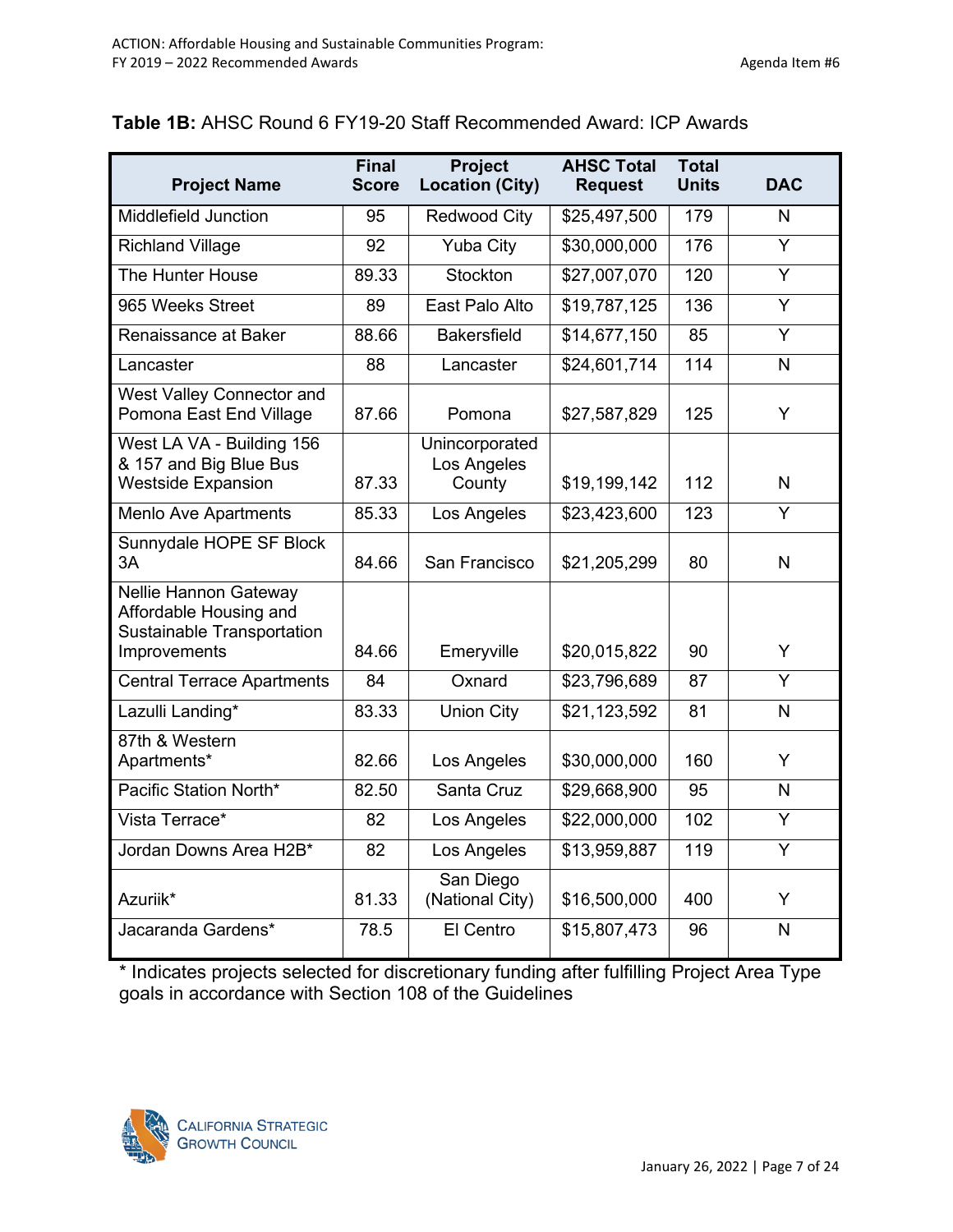**Table 1B:** AHSC Round 6 FY19-20 Staff Recommended Award: ICP Awards

| Project Name | Final Score | Project Location (City) | AHSC Total Request | Total Units | DAC |
|---|---|---|---|---|---|
| Middlefield Junction | 95 | Redwood City | $25,497,500 | 179 | N |
| Richland Village | 92 | Yuba City | $30,000,000 | 176 | Y |
| The Hunter House | 89.33 | Stockton | $27,007,070 | 120 | Y |
| 965 Weeks Street | 89 | East Palo Alto | $19,787,125 | 136 | Y |
| Renaissance at Baker | 88.66 | Bakersfield | $14,677,150 | 85 | Y |
| Lancaster | 88 | Lancaster | $24,601,714 | 114 | N |
| West Valley Connector and Pomona East End Village | 87.66 | Pomona | $27,587,829 | 125 | Y |
| West LA VA - Building 156 & 157 and Big Blue Bus Westside Expansion | 87.33 | Unincorporated Los Angeles County | $19,199,142 | 112 | N |
| Menlo Ave Apartments | 85.33 | Los Angeles | $23,423,600 | 123 | Y |
| Sunnydale HOPE SF Block 3A | 84.66 | San Francisco | $21,205,299 | 80 | N |
| Nellie Hannon Gateway Affordable Housing and Sustainable Transportation Improvements | 84.66 | Emeryville | $20,015,822 | 90 | Y |
| Central Terrace Apartments | 84 | Oxnard | $23,796,689 | 87 | Y |
| Lazulli Landing* | 83.33 | Union City | $21,123,592 | 81 | N |
| 87th & Western Apartments* | 82.66 | Los Angeles | $30,000,000 | 160 | Y |
| Pacific Station North* | 82.50 | Santa Cruz | $29,668,900 | 95 | N |
| Vista Terrace* | 82 | Los Angeles | $22,000,000 | 102 | Y |
| Jordan Downs Area H2B* | 82 | Los Angeles | $13,959,887 | 119 | Y |
| Azuriik* | 81.33 | San Diego (National City) | $16,500,000 | 400 | Y |
| Jacaranda Gardens* | 78.5 | El Centro | $15,807,473 | 96 | N |

* Indicates projects selected for discretionary funding after fulfilling Project Area Type goals in accordance with Section 108 of the Guidelines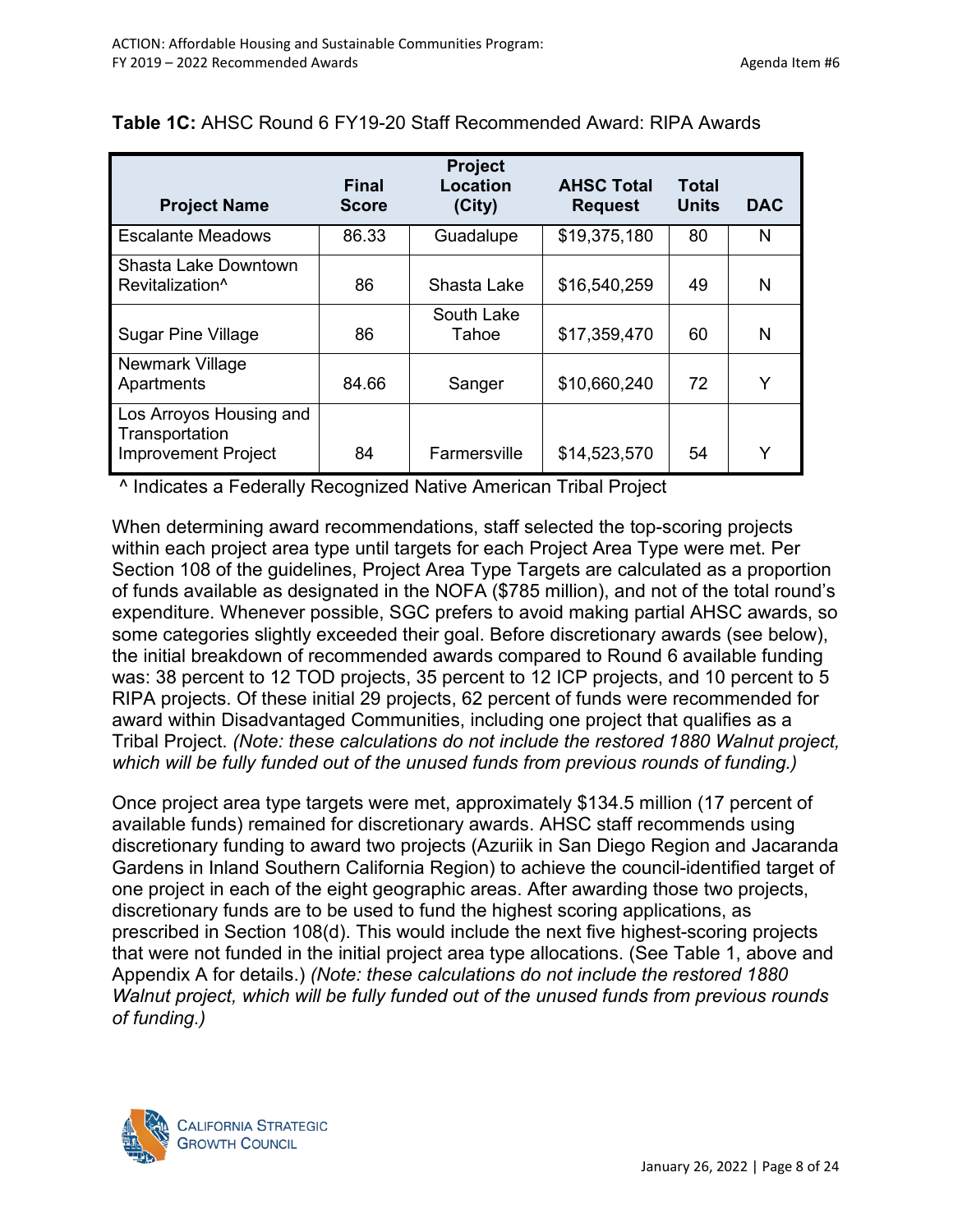**Table 1C:** AHSC Round 6 FY19-20 Staff Recommended Award: RIPA Awards

| Project Name | Final Score | Project Location (City) | AHSC Total Request | Total Units | DAC |
|---|---|---|---|---|---|
| Escalante Meadows | 86.33 | Guadalupe | $19,375,180 | 80 | N |
| Shasta Lake Downtown Revitalization^ | 86 | Shasta Lake | $16,540,259 | 49 | N |
| Sugar Pine Village | 86 | South Lake Tahoe | $17,359,470 | 60 | N |
| Newmark Village Apartments | 84.66 | Sanger | $10,660,240 | 72 | Y |
| Los Arroyos Housing and Transportation Improvement Project | 84 | Farmersville | $14,523,570 | 54 | Y |

^ Indicates a Federally Recognized Native American Tribal Project

When determining award recommendations, staff selected the top-scoring projects within each project area type until targets for each Project Area Type were met. Per Section 108 of the guidelines, Project Area Type Targets are calculated as a proportion of funds available as designated in the NOFA ($785 million), and not of the total round's expenditure. Whenever possible, SGC prefers to avoid making partial AHSC awards, so some categories slightly exceeded their goal. Before discretionary awards (see below), the initial breakdown of recommended awards compared to Round 6 available funding was: 38 percent to 12 TOD projects, 35 percent to 12 ICP projects, and 10 percent to 5 RIPA projects. Of these initial 29 projects, 62 percent of funds were recommended for award within Disadvantaged Communities, including one project that qualifies as a Tribal Project. *(Note: these calculations do not include the restored 1880 Walnut project, which will be fully funded out of the unused funds from previous rounds of funding.)*

Once project area type targets were met, approximately $134.5 million (17 percent of available funds) remained for discretionary awards. AHSC staff recommends using discretionary funding to award two projects (Azuriik in San Diego Region and Jacaranda Gardens in Inland Southern California Region) to achieve the council-identified target of one project in each of the eight geographic areas. After awarding those two projects, discretionary funds are to be used to fund the highest scoring applications, as prescribed in Section 108(d). This would include the next five highest-scoring projects that were not funded in the initial project area type allocations. (See Table 1, above and Appendix A for details.) *(Note: these calculations do not include the restored 1880 Walnut project, which will be fully funded out of the unused funds from previous rounds of funding.)*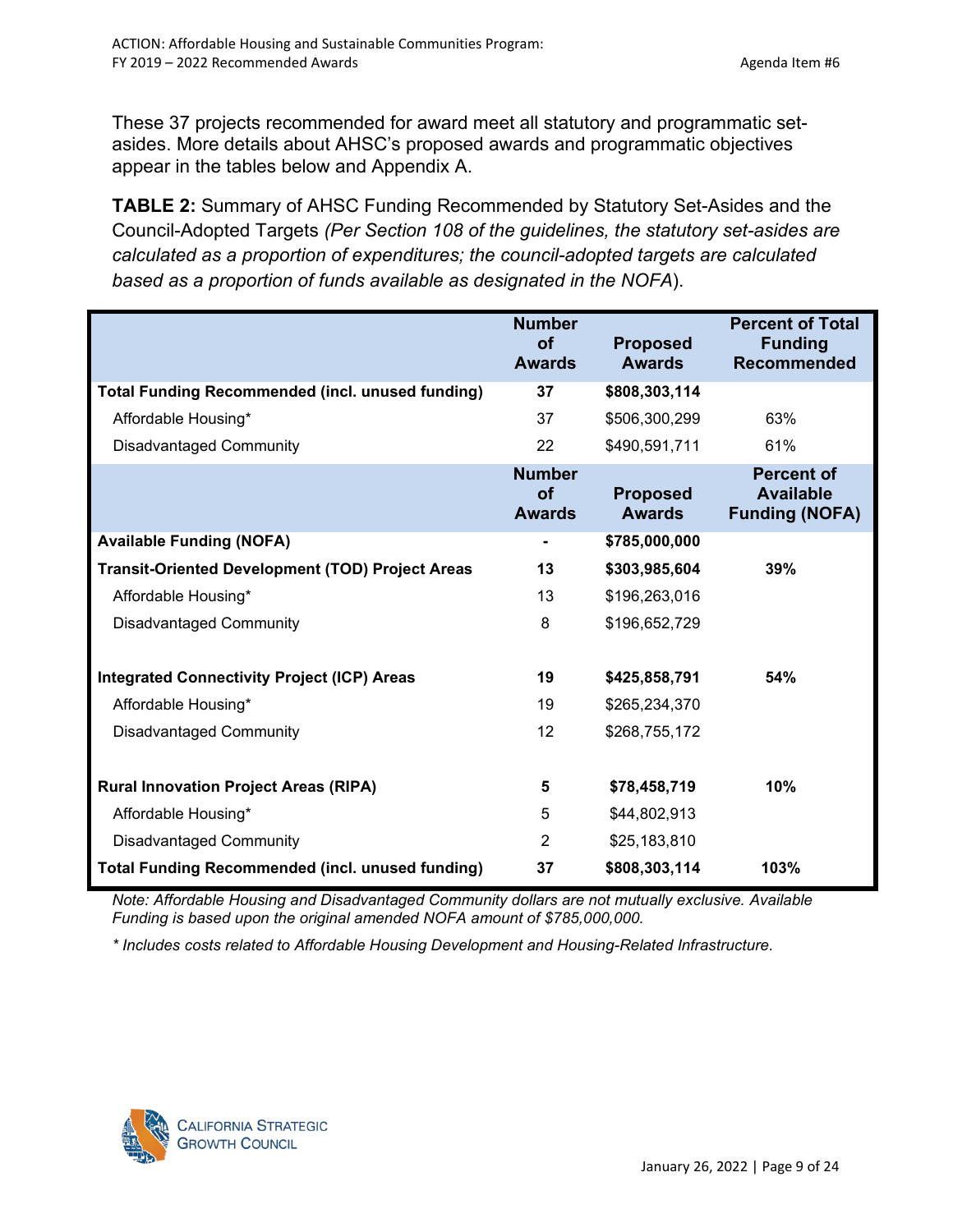These 37 projects recommended for award meet all statutory and programmatic set-asides. More details about AHSC's proposed awards and programmatic objectives appear in the tables below and Appendix A.

**TABLE 2:** Summary of AHSC Funding Recommended by Statutory Set-Asides and the Council-Adopted Targets *(Per Section 108 of the guidelines, the statutory set-asides are calculated as a proportion of expenditures; the council-adopted targets are calculated based as a proportion of funds available as designated in the NOFA*).

| | Number of Awards | Proposed Awards | Percent of Total Funding Recommended |
|---|---|---|---|
| **Total Funding Recommended (incl. unused funding)** | **37** | **$808,303,114** | |
| Affordable Housing* | 37 | $506,300,299 | 63% |
| Disadvantaged Community | 22 | $490,591,711 | 61% |
| | **Number of Awards** | **Proposed Awards** | **Percent of Available Funding (NOFA)** |
| **Available Funding (NOFA)** | **-** | **$785,000,000** | |
| **Transit-Oriented Development (TOD) Project Areas** | **13** | **$303,985,604** | **39%** |
| Affordable Housing* | 13 | $196,263,016 | |
| Disadvantaged Community | 8 | $196,652,729 | |
| **Integrated Connectivity Project (ICP) Areas** | **19** | **$425,858,791** | **54%** |
| Affordable Housing* | 19 | $265,234,370 | |
| Disadvantaged Community | 12 | $268,755,172 | |
| **Rural Innovation Project Areas (RIPA)** | **5** | **$78,458,719** | **10%** |
| Affordable Housing* | 5 | $44,802,913 | |
| Disadvantaged Community | 2 | $25,183,810 | |
| **Total Funding Recommended (incl. unused funding)** | **37** | **$808,303,114** | **103%** |

*Note: Affordable Housing and Disadvantaged Community dollars are not mutually exclusive. Available Funding is based upon the original amended NOFA amount of $785,000,000.*

*\* Includes costs related to Affordable Housing Development and Housing-Related Infrastructure.*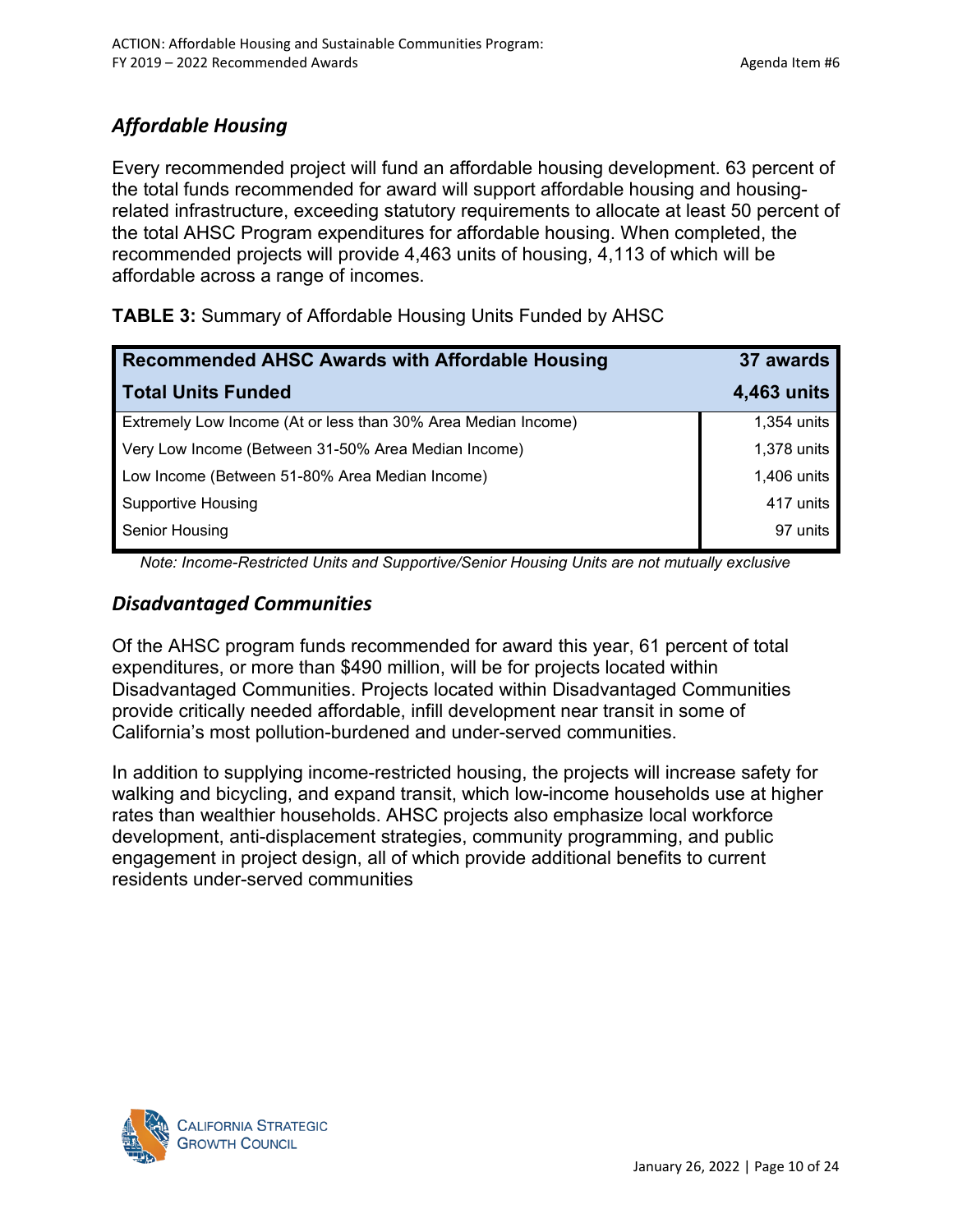## *Affordable Housing*

Every recommended project will fund an affordable housing development. 63 percent of the total funds recommended for award will support affordable housing and housing-related infrastructure, exceeding statutory requirements to allocate at least 50 percent of the total AHSC Program expenditures for affordable housing. When completed, the recommended projects will provide 4,463 units of housing, 4,113 of which will be affordable across a range of incomes.

**TABLE 3:** Summary of Affordable Housing Units Funded by AHSC

| **Recommended AHSC Awards with Affordable Housing** | **37 awards** |
|---|---|
| **Total Units Funded** | **4,463 units** |
| Extremely Low Income (At or less than 30% Area Median Income) | 1,354 units |
| Very Low Income (Between 31-50% Area Median Income) | 1,378 units |
| Low Income (Between 51-80% Area Median Income) | 1,406 units |
| Supportive Housing | 417 units |
| Senior Housing | 97 units |

*Note: Income-Restricted Units and Supportive/Senior Housing Units are not mutually exclusive*

## *Disadvantaged Communities*

Of the AHSC program funds recommended for award this year, 61 percent of total expenditures, or more than $490 million, will be for projects located within Disadvantaged Communities. Projects located within Disadvantaged Communities provide critically needed affordable, infill development near transit in some of California's most pollution-burdened and under-served communities.

In addition to supplying income-restricted housing, the projects will increase safety for walking and bicycling, and expand transit, which low-income households use at higher rates than wealthier households. AHSC projects also emphasize local workforce development, anti-displacement strategies, community programming, and public engagement in project design, all of which provide additional benefits to current residents under-served communities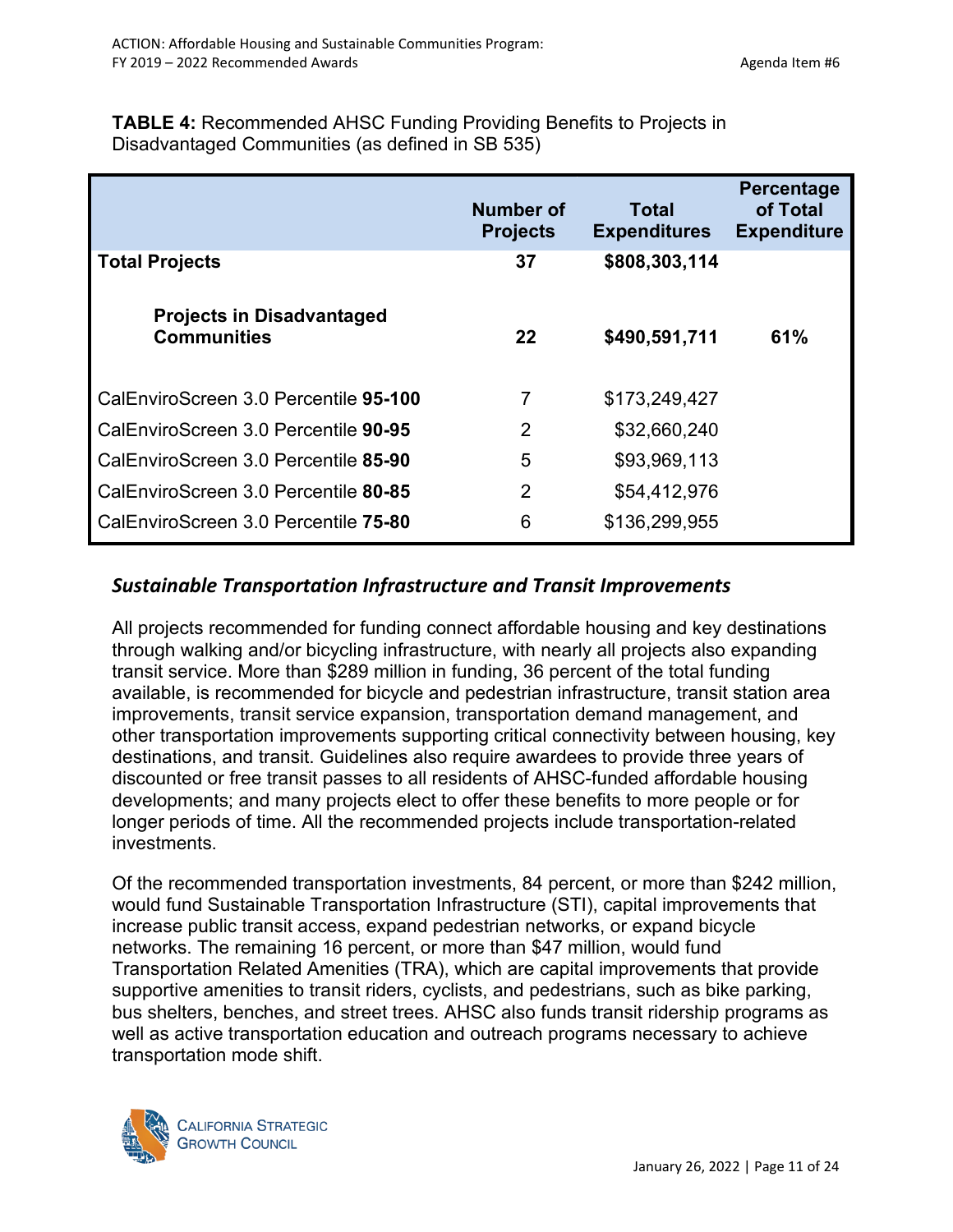**TABLE 4:** Recommended AHSC Funding Providing Benefits to Projects in Disadvantaged Communities (as defined in SB 535)

| | Number of Projects | Total Expenditures | Percentage of Total Expenditure |
|---|---|---|---|
| **Total Projects** | **37** | **$808,303,114** | |
| **Projects in Disadvantaged Communities** | **22** | **$490,591,711** | **61%** |
| CalEnviroScreen 3.0 Percentile **95-100** | 7 | $173,249,427 | |
| CalEnviroScreen 3.0 Percentile **90-95** | 2 | $32,660,240 | |
| CalEnviroScreen 3.0 Percentile **85-90** | 5 | $93,969,113 | |
| CalEnviroScreen 3.0 Percentile **80-85** | 2 | $54,412,976 | |
| CalEnviroScreen 3.0 Percentile **75-80** | 6 | $136,299,955 | |

### *Sustainable Transportation Infrastructure and Transit Improvements*

All projects recommended for funding connect affordable housing and key destinations through walking and/or bicycling infrastructure, with nearly all projects also expanding transit service. More than $289 million in funding, 36 percent of the total funding available, is recommended for bicycle and pedestrian infrastructure, transit station area improvements, transit service expansion, transportation demand management, and other transportation improvements supporting critical connectivity between housing, key destinations, and transit. Guidelines also require awardees to provide three years of discounted or free transit passes to all residents of AHSC-funded affordable housing developments; and many projects elect to offer these benefits to more people or for longer periods of time. All the recommended projects include transportation-related investments.

Of the recommended transportation investments, 84 percent, or more than $242 million, would fund Sustainable Transportation Infrastructure (STI), capital improvements that increase public transit access, expand pedestrian networks, or expand bicycle networks. The remaining 16 percent, or more than $47 million, would fund Transportation Related Amenities (TRA), which are capital improvements that provide supportive amenities to transit riders, cyclists, and pedestrians, such as bike parking, bus shelters, benches, and street trees. AHSC also funds transit ridership programs as well as active transportation education and outreach programs necessary to achieve transportation mode shift.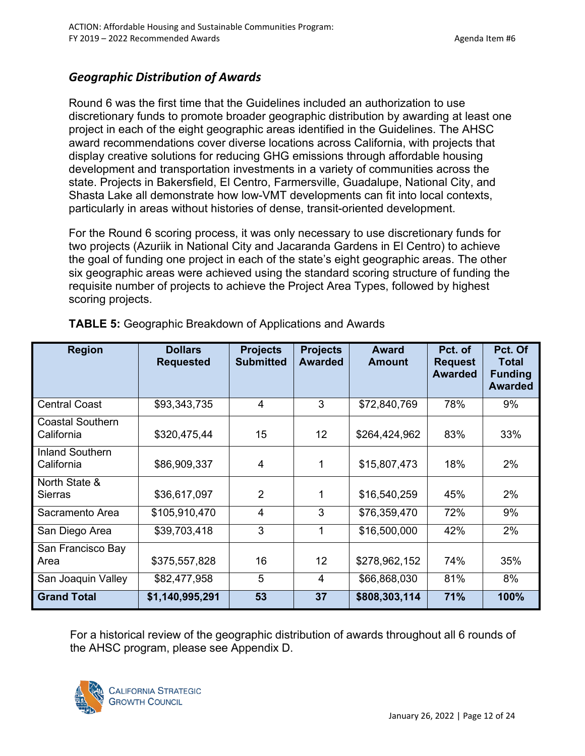### *Geographic Distribution of Awards*

Round 6 was the first time that the Guidelines included an authorization to use discretionary funds to promote broader geographic distribution by awarding at least one project in each of the eight geographic areas identified in the Guidelines. The AHSC award recommendations cover diverse locations across California, with projects that display creative solutions for reducing GHG emissions through affordable housing development and transportation investments in a variety of communities across the state. Projects in Bakersfield, El Centro, Farmersville, Guadalupe, National City, and Shasta Lake all demonstrate how low-VMT developments can fit into local contexts, particularly in areas without histories of dense, transit-oriented development.

For the Round 6 scoring process, it was only necessary to use discretionary funds for two projects (Azuriik in National City and Jacaranda Gardens in El Centro) to achieve the goal of funding one project in each of the state's eight geographic areas. The other six geographic areas were achieved using the standard scoring structure of funding the requisite number of projects to achieve the Project Area Types, followed by highest scoring projects.

**TABLE 5:** Geographic Breakdown of Applications and Awards

| Region | Dollars Requested | Projects Submitted | Projects Awarded | Award Amount | Pct. of Request Awarded | Pct. Of Total Funding Awarded |
|---|---|---|---|---|---|---|
| Central Coast | $93,343,735 | 4 | 3 | $72,840,769 | 78% | 9% |
| Coastal Southern California | $320,475,44 | 15 | 12 | $264,424,962 | 83% | 33% |
| Inland Southern California | $86,909,337 | 4 | 1 | $15,807,473 | 18% | 2% |
| North State & Sierras | $36,617,097 | 2 | 1 | $16,540,259 | 45% | 2% |
| Sacramento Area | $105,910,470 | 4 | 3 | $76,359,470 | 72% | 9% |
| San Diego Area | $39,703,418 | 3 | 1 | $16,500,000 | 42% | 2% |
| San Francisco Bay Area | $375,557,828 | 16 | 12 | $278,962,152 | 74% | 35% |
| San Joaquin Valley | $82,477,958 | 5 | 4 | $66,868,030 | 81% | 8% |
| **Grand Total** | **$1,140,995,291** | **53** | **37** | **$808,303,114** | **71%** | **100%** |

For a historical review of the geographic distribution of awards throughout all 6 rounds of the AHSC program, please see Appendix D.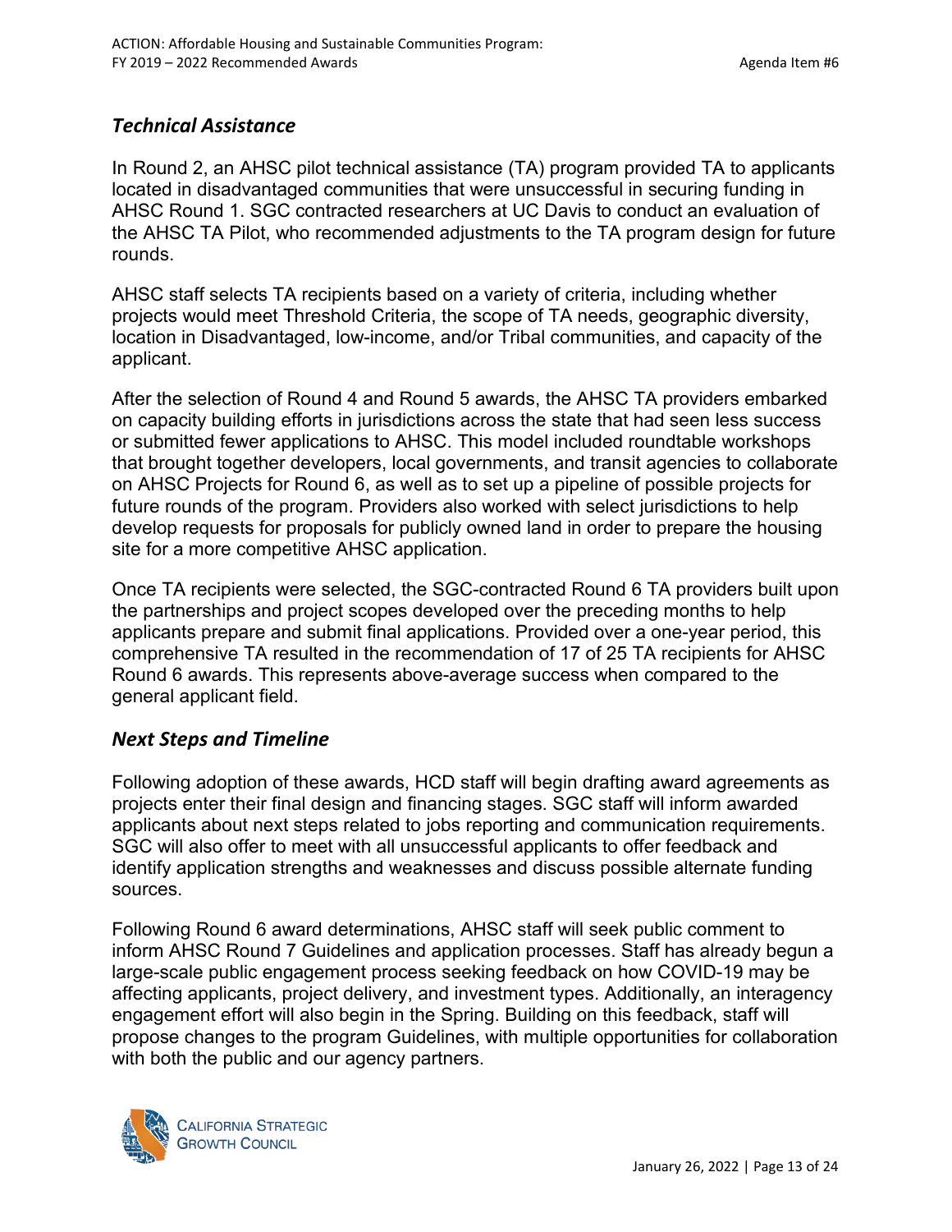### *Technical Assistance*

In Round 2, an AHSC pilot technical assistance (TA) program provided TA to applicants located in disadvantaged communities that were unsuccessful in securing funding in AHSC Round 1. SGC contracted researchers at UC Davis to conduct an evaluation of the AHSC TA Pilot, who recommended adjustments to the TA program design for future rounds.

AHSC staff selects TA recipients based on a variety of criteria, including whether projects would meet Threshold Criteria, the scope of TA needs, geographic diversity, location in Disadvantaged, low-income, and/or Tribal communities, and capacity of the applicant.

After the selection of Round 4 and Round 5 awards, the AHSC TA providers embarked on capacity building efforts in jurisdictions across the state that had seen less success or submitted fewer applications to AHSC. This model included roundtable workshops that brought together developers, local governments, and transit agencies to collaborate on AHSC Projects for Round 6, as well as to set up a pipeline of possible projects for future rounds of the program. Providers also worked with select jurisdictions to help develop requests for proposals for publicly owned land in order to prepare the housing site for a more competitive AHSC application.

Once TA recipients were selected, the SGC-contracted Round 6 TA providers built upon the partnerships and project scopes developed over the preceding months to help applicants prepare and submit final applications. Provided over a one-year period, this comprehensive TA resulted in the recommendation of 17 of 25 TA recipients for AHSC Round 6 awards. This represents above-average success when compared to the general applicant field.

### *Next Steps and Timeline*

Following adoption of these awards, HCD staff will begin drafting award agreements as projects enter their final design and financing stages. SGC staff will inform awarded applicants about next steps related to jobs reporting and communication requirements. SGC will also offer to meet with all unsuccessful applicants to offer feedback and identify application strengths and weaknesses and discuss possible alternate funding sources.

Following Round 6 award determinations, AHSC staff will seek public comment to inform AHSC Round 7 Guidelines and application processes. Staff has already begun a large-scale public engagement process seeking feedback on how COVID-19 may be affecting applicants, project delivery, and investment types. Additionally, an interagency engagement effort will also begin in the Spring. Building on this feedback, staff will propose changes to the program Guidelines, with multiple opportunities for collaboration with both the public and our agency partners.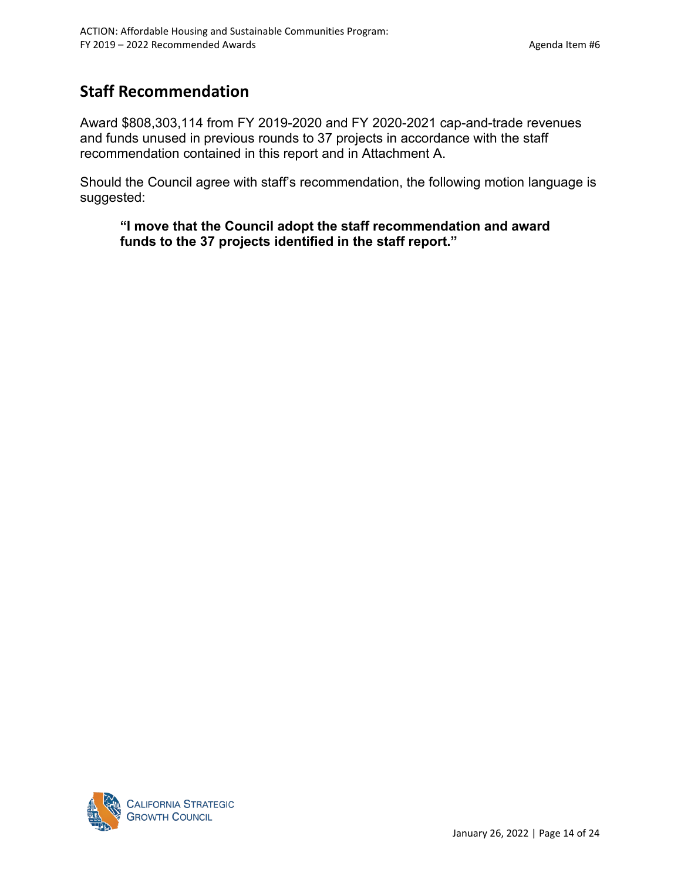## Staff Recommendation

Award $808,303,114 from FY 2019-2020 and FY 2020-2021 cap-and-trade revenues and funds unused in previous rounds to 37 projects in accordance with the staff recommendation contained in this report and in Attachment A.

Should the Council agree with staff's recommendation, the following motion language is suggested:

> **"I move that the Council adopt the staff recommendation and award funds to the 37 projects identified in the staff report."**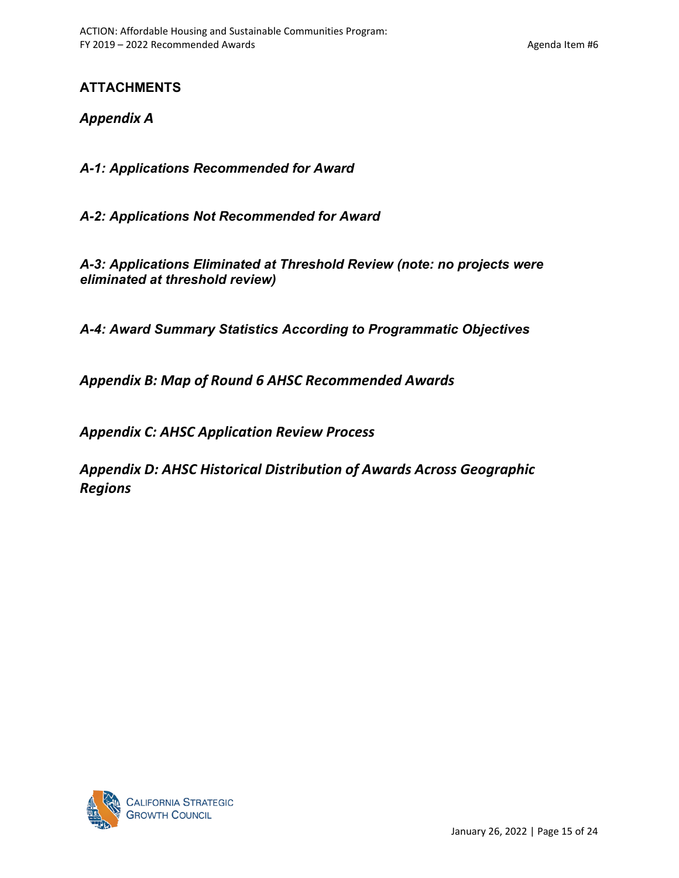## ATTACHMENTS

### *Appendix A*

***A-1: Applications Recommended for Award***

***A-2: Applications Not Recommended for Award***

***A-3: Applications Eliminated at Threshold Review (note: no projects were eliminated at threshold review)***

***A-4: Award Summary Statistics According to Programmatic Objectives***

### *Appendix B: Map of Round 6 AHSC Recommended Awards*

### *Appendix C: AHSC Application Review Process*

### *Appendix D: AHSC Historical Distribution of Awards Across Geographic Regions*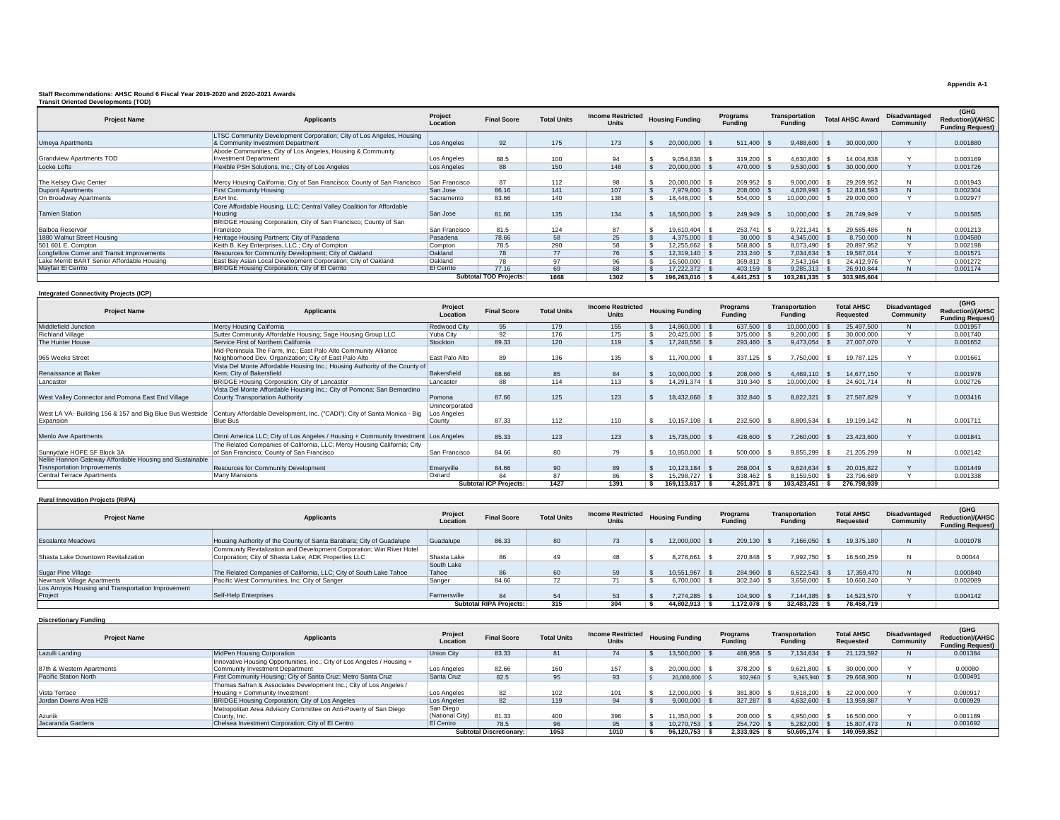Appendix A-1

**Staff Recommendations: AHSC Round 6 Fiscal Year 2019-2020 and 2020-2021 Awards**

**Transit Oriented Developments (TOD)**

| Project Name | Applicants | Project Location | Final Score | Total Units | Income Restricted Units | Housing Funding | Programs Funding | Transportation Funding | Total AHSC Award | Disadvantaged Community | (GHG Reduction)/(AHSC Funding Request) |
|---|---|---|---|---|---|---|---|---|---|---|---|
| Umeya Apartments | LTSC Community Development Corporation; City of Los Angeles, Housing & Community Investment Department | Los Angeles | 92 | 175 | 173 | $ 20,000,000 | $ 511,400 | $ 9,488,600 | $ 30,000,000 | Y | 0.001880 |
| Grandview Apartments TOD | Abode Communities; City of Los Angeles, Housing & Community Investment Department | Los Angeles | 88.5 | 100 | 94 | $ 9,054,838 | $ 319,200 | $ 4,630,800 | $ 14,004,838 | Y | 0.003169 |
| Locke Lofts | Flexible PSH Solutions, Inc.; City of Los Angeles | Los Angeles | 88 | 150 | 148 | $ 20,000,000 | $ 470,000 | $ 9,530,000 | $ 30,000,000 | Y | 0.001726 |
| The Kelsey Civic Center | Mercy Housing California; City of San Francisco; County of San Francisco | San Francisco | 87 | 112 | 98 | $ 20,000,000 | $ 269,952 | $ 9,000,000 | $ 29,269,952 | N | 0.001943 |
| Dupont Apartments | First Community Housing | San Jose | 86.16 | 141 | 107 | $ 7,979,600 | $ 208,000 | $ 4,628,993 | $ 12,816,593 | N | 0.002304 |
| On Broadway Apartments | EAH Inc. | Sacramento | 83.66 | 140 | 138 | $ 18,446,000 | $ 554,000 | $ 10,000,000 | $ 29,000,000 | Y | 0.002977 |
| Tamien Station | Core Affordable Housing, LLC; Central Valley Coalition for Affordable Housing | San Jose | 81.66 | 135 | 134 | $ 18,500,000 | $ 249,949 | $ 10,000,000 | $ 28,749,949 | Y | 0.001585 |
| Balboa Reservoir | BRIDGE Housing Corporation; City of San Francisco; County of San Francisco | San Francisco | 81.5 | 124 | 87 | $ 19,610,404 | $ 253,741 | $ 9,721,341 | $ 29,585,486 | N | 0.001213 |
| 1880 Walnut Street Housing | Heritage Housing Partners; City of Pasadena | Pasadena | 78.66 | 58 | 25 | $ 4,375,000 | $ 30,000 | $ 4,345,000 | $ 8,750,000 | N | 0.004580 |
| 501 601 E. Compton | Keith B. Key Enterprises, LLC.; City of Compton | Compton | 78.5 | 290 | 58 | $ 12,255,662 | $ 568,800 | $ 8,073,490 | $ 20,897,952 | Y | 0.002198 |
| Longfellow Corner and Transit Improvements | Resources for Community Development; City of Oakland | Oakland | 78 | 77 | 76 | $ 12,319,140 | $ 233,240 | $ 7,034,634 | $ 19,587,014 | Y | 0.001571 |
| Lake Merritt BART Senior Affordable Housing | East Bay Asian Local Development Corporation; City of Oakland | Oakland | 78 | 97 | 96 | $ 16,500,000 | $ 369,812 | $ 7,543,164 | $ 24,412,976 | Y | 0.001272 |
| Mayfair El Cerrito | BRIDGE Housing Corporation; City of El Cerrito | El Cerrito | 77.16 | 69 | 68 | $ 17,222,372 | $ 403,159 | $ 9,285,313 | $ 26,910,844 | N | 0.001174 |
| | | | **Subtotal TOD Projects:** | **1668** | **1302** | **$ 196,263,016** | **$ 4,441,253** | **$ 103,281,335** | **$ 303,985,604** | | |

**Integrated Connectivity Projects (ICP)**

| Project Name | Applicants | Project Location | Final Score | Total Units | Income Restricted Units | Housing Funding | Programs Funding | Transportation Funding | Total AHSC Requested | Disadvantaged Community | (GHG Reduction)/(AHSC Funding Request) |
|---|---|---|---|---|---|---|---|---|---|---|---|
| Middlefield Junction | Mercy Housing California | Redwood City | 95 | 179 | 155 | $ 14,860,000 | $ 637,500 | $ 10,000,000 | $ 25,497,500 | N | 0.001957 |
| Richland Village | Sutter Community Affordable Housing; Sage Housing Group LLC | Yuba City | 92 | 176 | 175 | $ 20,425,000 | $ 375,000 | $ 9,200,000 | $ 30,000,000 | Y | 0.001740 |
| The Hunter House | Service First of Northern California | Stockton | 89.33 | 120 | 119 | $ 17,240,556 | $ 293,460 | $ 9,473,054 | $ 27,007,070 | Y | 0.001652 |
| 965 Weeks Street | Mid-Peninsula The Farm, Inc.; East Palo Alto Community Alliance Neighborhood Dev. Organization; City of East Palo Alto | East Palo Alto | 89 | 136 | 135 | $ 11,700,000 | $ 337,125 | $ 7,750,000 | $ 19,787,125 | Y | 0.001661 |
| Renaissance at Baker | Vista Del Monte Affordable Housing Inc.; Housing Authority of the County of Kern; City of Bakersfield | Bakersfield | 88.66 | 85 | 84 | $ 10,000,000 | $ 208,040 | $ 4,469,110 | $ 14,677,150 | Y | 0.001978 |
| Lancaster | BRIDGE Housing Corporation; City of Lancaster | Lancaster | 88 | 114 | 113 | $ 14,291,374 | $ 310,340 | $ 10,000,000 | $ 24,601,714 | N | 0.002726 |
| West Valley Connector and Pomona East End Village | Vista Del Monte Affordable Housing Inc.; City of Pomona; San Bernardino County Transportation Authority | Pomona | 87.66 | 125 | 123 | $ 18,432,668 | $ 332,840 | $ 8,822,321 | $ 27,587,829 | Y | 0.003416 |
| West LA VA- Building 156 & 157 and Big Blue Bus Westside Expansion | Century Affordable Development, Inc. ("CADI"); City of Santa Monica - Big Blue Bus | Unincorporated Los Angeles County | 87.33 | 112 | 110 | $ 10,157,108 | $ 232,500 | $ 8,809,534 | $ 19,199,142 | N | 0.001711 |
| Menlo Ave Apartments | Omni America LLC; City of Los Angeles / Housing + Community Investment | Los Angeles | 85.33 | 123 | 123 | $ 15,735,000 | $ 428,600 | $ 7,260,000 | $ 23,423,600 | Y | 0.001841 |
| Sunnydale HOPE SF Block 3A | The Related Companies of California, LLC; Mercy Housing California; City of San Francisco; County of San Francisco | San Francisco | 84.66 | 80 | 79 | $ 10,850,000 | $ 500,000 | $ 9,855,299 | $ 21,205,299 | N | 0.002142 |
| Nellie Hannon Gateway Affordable Housing and Sustainable Transportation Improvements | Resources for Community Development | Emeryville | 84.66 | 90 | 89 | $ 10,123,184 | $ 268,004 | $ 9,624,634 | $ 20,015,822 | Y | 0.001449 |
| Central Terrace Apartments | Many Mansions | Oxnard | 84 | 87 | 86 | $ 15,298,727 | $ 338,462 | $ 8,159,500 | $ 23,796,689 | Y | 0.001338 |
| | | | **Subtotal ICP Projects:** | **1427** | **1391** | **$ 169,113,617** | **$ 4,261,871** | **$ 103,423,451** | **$ 276,798,939** | | |

**Rural Innovation Projects (RIPA)**

| Project Name | Applicants | Project Location | Final Score | Total Units | Income Restricted Units | Housing Funding | Programs Funding | Transportation Funding | Total AHSC Requested | Disadvantaged Community | (GHG Reduction)/(AHSC Funding Request) |
|---|---|---|---|---|---|---|---|---|---|---|---|
| Escalante Meadows | Housing Authority of the County of Santa Barabara; City of Guadalupe | Guadalupe | 86.33 | 80 | 73 | $ 12,000,000 | $ 209,130 | $ 7,166,050 | $ 19,375,180 | N | 0.001078 |
| Shasta Lake Downtown Revitalization | Community Revitalization and Development Corporation; Win River Hotel Corporation; City of Shasta Lake; ADK Properties LLC | Shasta Lake | 86 | 49 | 48 | $ 8,276,661 | $ 270,848 | $ 7,992,750 | $ 16,540,259 | N | 0.00044 |
| Sugar Pine Village | The Related Companies of California, LLC; City of South Lake Tahoe | South Lake Tahoe | 86 | 60 | 59 | $ 10,551,967 | $ 284,960 | $ 6,522,543 | $ 17,359,470 | N | 0.000840 |
| Newmark Village Apartments | Pacific West Communities, Inc; City of Sanger | Sanger | 84.66 | 72 | 71 | $ 6,700,000 | $ 302,240 | $ 3,658,000 | $ 10,660,240 | Y | 0.002089 |
| Los Arroyos Housing and Transportation Improvement Project | Self-Help Enterprises | Farmersville | 84 | 54 | 53 | $ 7,274,285 | $ 104,900 | $ 7,144,385 | $ 14,523,570 | Y | 0.004142 |
| | | | **Subtotal RIPA Projects:** | **315** | **304** | **$ 44,802,913** | **$ 1,172,078** | **$ 32,483,728** | **$ 78,458,719** | | |

**Discretionary Funding**

| Project Name | Applicants | Project Location | Final Score | Total Units | Income Restricted Units | Housing Funding | Programs Funding | Transportation Funding | Total AHSC Requested | Disadvantaged Community | (GHG Reduction)/(AHSC Funding Request) |
|---|---|---|---|---|---|---|---|---|---|---|---|
| Lazulli Landing | MidPen Housing Corporation | Union City | 83.33 | 81 | 74 | $ 13,500,000 | $ 488,958 | $ 7,134,634 | $ 21,123,592 | N | 0.001384 |
| 87th & Western Apartments | Innovative Housing Opportunities, Inc.; City of Los Angeles / Housing + Community Investment Department | Los Angeles | 82.66 | 160 | 157 | $ 20,000,000 | $ 378,200 | $ 9,621,800 | $ 30,000,000 | Y | 0.00080 |
| Pacific Station North | First Community Housing; City of Santa Cruz; Metro Santa Cruz | Santa Cruz | 82.5 | 95 | 93 | $ 20,000,000 | $ 302,960 | $ 9,365,940 | $ 29,668,900 | N | 0.000491 |
| Vista Terrace | Thomas Safran & Associates Development Inc.; City of Los Angeles / Housing + Community Investment | Los Angeles | 82 | 102 | 101 | $ 12,000,000 | $ 381,800 | $ 9,618,200 | $ 22,000,000 | Y | 0.000917 |
| Jordan Downs Area H2B | BRIDGE Housing Corporation; City of Los Angeles | Los Angeles | 82 | 119 | 94 | $ 9,000,000 | $ 327,287 | $ 4,632,600 | $ 13,959,887 | Y | 0.000929 |
| Azuriik | Metropolitan Area Advisory Committee on Anti-Poverty of San Diego County, Inc. | San Diego (National City) | 81.33 | 400 | 396 | $ 11,350,000 | $ 200,000 | $ 4,950,000 | $ 16,500,000 | Y | 0.001189 |
| Jacaranda Gardens | Chelsea Investment Corporation; City of El Centro | El Centro | 78.5 | 96 | 95 | $ 10,270,753 | $ 254,720 | $ 5,282,000 | $ 15,807,473 | N | 0.001692 |
| | | | **Subtotal Discretionary:** | **1053** | **1010** | **$ 96,120,753** | **$ 2,333,925** | **$ 50,605,174** | **$ 149,059,852** | | |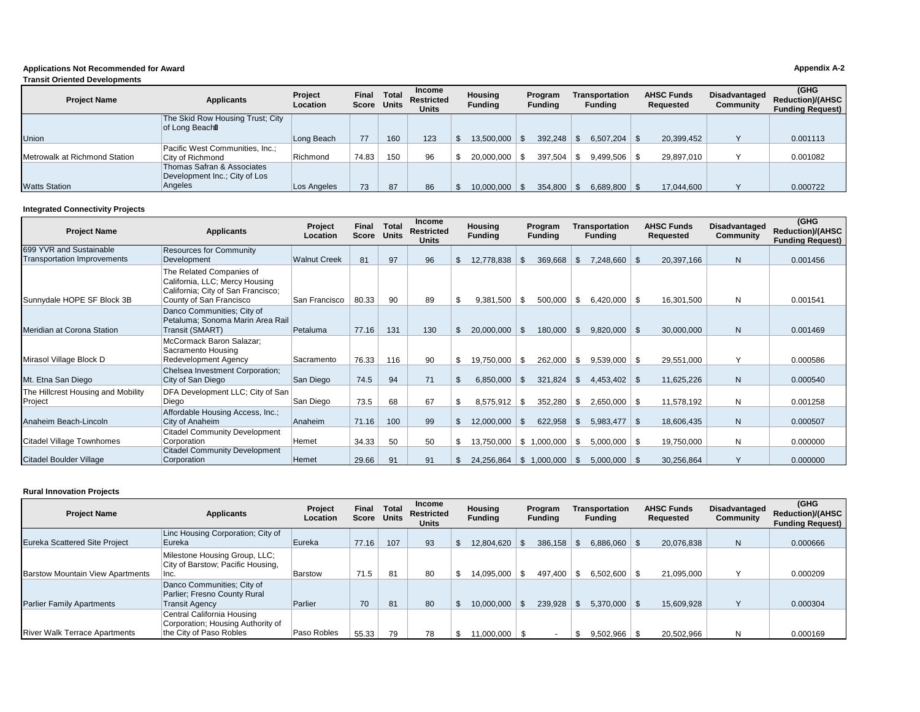**Applications Not Recommended for Award** | **Appendix A-2**

**Transit Oriented Developments**

| Project Name | Applicants | Project Location | Final Score | Total Units | Income Restricted Units | Housing Funding | Program Funding | Transportation Funding | AHSC Funds Requested | Disadvantaged Community | (GHG Reduction)/(AHSC Funding Request) |
|---|---|---|---|---|---|---|---|---|---|---|---|
| Union | The Skid Row Housing Trust; City of Long Beach | Long Beach | 77 | 160 | 123 | $ 13,500,000 | $ 392,248 | $ 6,507,204 | $ 20,399,452 | Y | 0.001113 |
| Metrowalk at Richmond Station | Pacific West Communities, Inc.; City of Richmond | Richmond | 74.83 | 150 | 96 | $ 20,000,000 | $ 397,504 | $ 9,499,506 | $ 29,897,010 | Y | 0.001082 |
| Watts Station | Thomas Safran & Associates Development Inc.; City of Los Angeles | Los Angeles | 73 | 87 | 86 | $ 10,000,000 | $ 354,800 | $ 6,689,800 | $ 17,044,600 | Y | 0.000722 |

**Integrated Connectivity Projects**

| Project Name | Applicants | Project Location | Final Score | Total Units | Income Restricted Units | Housing Funding | Program Funding | Transportation Funding | AHSC Funds Requested | Disadvantaged Community | (GHG Reduction)/(AHSC Funding Request) |
|---|---|---|---|---|---|---|---|---|---|---|---|
| 699 YVR and Sustainable Transportation Improvements | Resources for Community Development | Walnut Creek | 81 | 97 | 96 | $ 12,778,838 | $ 369,668 | $ 7,248,660 | $ 20,397,166 | N | 0.001456 |
| Sunnydale HOPE SF Block 3B | The Related Companies of California, LLC; Mercy Housing California; City of San Francisco; County of San Francisco | San Francisco | 80.33 | 90 | 89 | $ 9,381,500 | $ 500,000 | $ 6,420,000 | $ 16,301,500 | N | 0.001541 |
| Meridian at Corona Station | Danco Communities; City of Petaluma; Sonoma Marin Area Rail Transit (SMART) | Petaluma | 77.16 | 131 | 130 | $ 20,000,000 | $ 180,000 | $ 9,820,000 | $ 30,000,000 | N | 0.001469 |
| Mirasol Village Block D | McCormack Baron Salazar; Sacramento Housing Redevelopment Agency | Sacramento | 76.33 | 116 | 90 | $ 19,750,000 | $ 262,000 | $ 9,539,000 | $ 29,551,000 | Y | 0.000586 |
| Mt. Etna San Diego | Chelsea Investment Corporation; City of San Diego | San Diego | 74.5 | 94 | 71 | $ 6,850,000 | $ 321,824 | $ 4,453,402 | $ 11,625,226 | N | 0.000540 |
| The Hillcrest Housing and Mobility Project | DFA Development LLC; City of San Diego | San Diego | 73.5 | 68 | 67 | $ 8,575,912 | $ 352,280 | $ 2,650,000 | $ 11,578,192 | N | 0.001258 |
| Anaheim Beach-Lincoln | Affordable Housing Access, Inc.; City of Anaheim | Anaheim | 71.16 | 100 | 99 | $ 12,000,000 | $ 622,958 | $ 5,983,477 | $ 18,606,435 | N | 0.000507 |
| Citadel Village Townhomes | Citadel Community Development Corporation | Hemet | 34.33 | 50 | 50 | $ 13,750,000 | $ 1,000,000 | $ 5,000,000 | $ 19,750,000 | N | 0.000000 |
| Citadel Boulder Village | Citadel Community Development Corporation | Hemet | 29.66 | 91 | 91 | $ 24,256,864 | $ 1,000,000 | $ 5,000,000 | $ 30,256,864 | Y | 0.000000 |

**Rural Innovation Projects**

| Project Name | Applicants | Project Location | Final Score | Total Units | Income Restricted Units | Housing Funding | Program Funding | Transportation Funding | AHSC Funds Requested | Disadvantaged Community | (GHG Reduction)/(AHSC Funding Request) |
|---|---|---|---|---|---|---|---|---|---|---|---|
| Eureka Scattered Site Project | Linc Housing Corporation; City of Eureka | Eureka | 77.16 | 107 | 93 | $ 12,804,620 | $ 386,158 | $ 6,886,060 | $ 20,076,838 | N | 0.000666 |
| Barstow Mountain View Apartments | Milestone Housing Group, LLC; City of Barstow; Pacific Housing, Inc. | Barstow | 71.5 | 81 | 80 | $ 14,095,000 | $ 497,400 | $ 6,502,600 | $ 21,095,000 | Y | 0.000209 |
| Parlier Family Apartments | Danco Communities; City of Parlier; Fresno County Rural Transit Agency | Parlier | 70 | 81 | 80 | $ 10,000,000 | $ 239,928 | $ 5,370,000 | $ 15,609,928 | Y | 0.000304 |
| River Walk Terrace Apartments | Central California Housing Corporation; Housing Authority of the City of Paso Robles | Paso Robles | 55.33 | 79 | 78 | $ 11,000,000 | $ - | $ 9,502,966 | $ 20,502,966 | N | 0.000169 |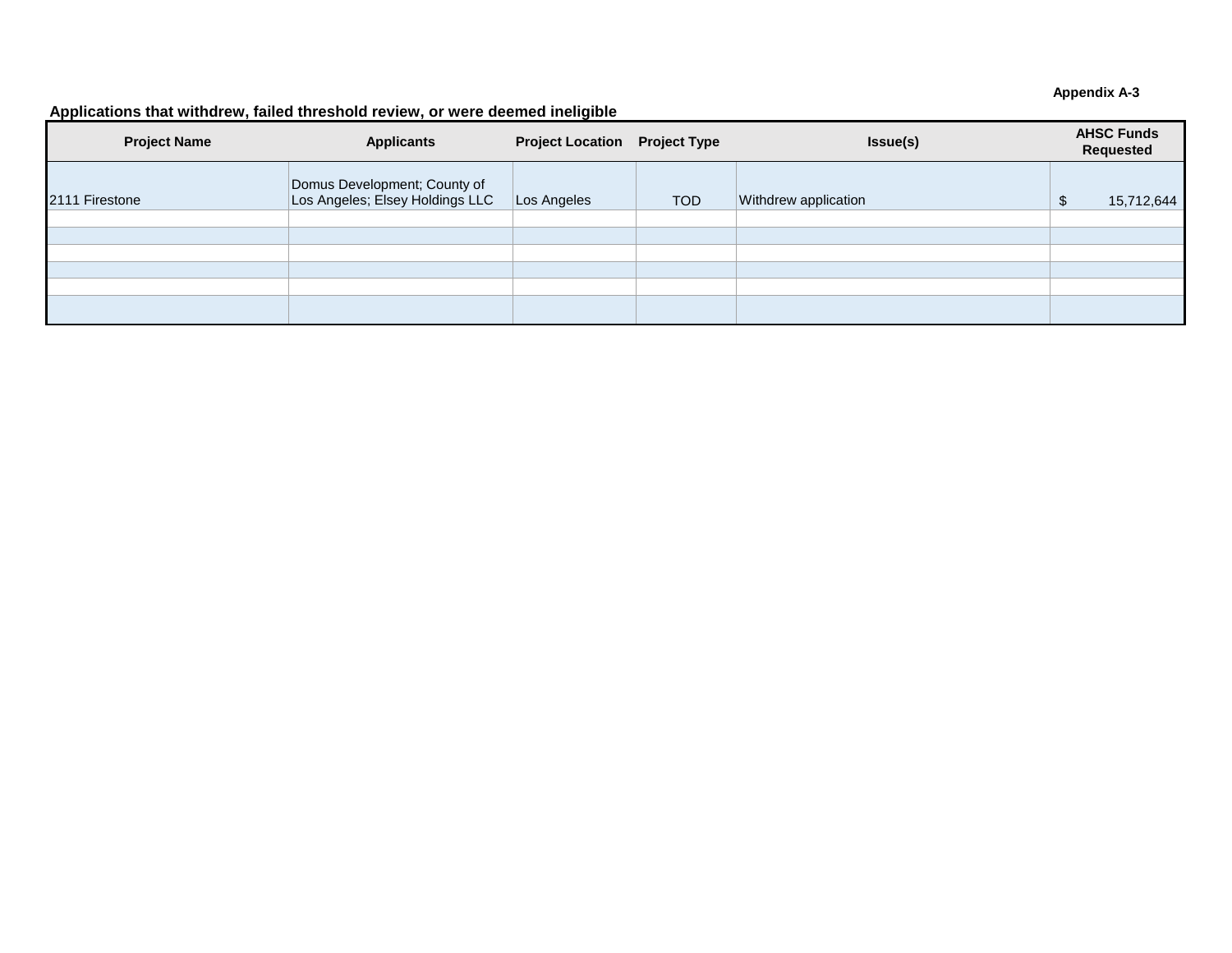Appendix A-3

### Applications that withdrew, failed threshold review, or were deemed ineligible

| Project Name | Applicants | Project Location | Project Type | Issue(s) | AHSC Funds Requested |
|---|---|---|---|---|---|
| 2111 Firestone | Domus Development; County of Los Angeles; Elsey Holdings LLC | Los Angeles | TOD | Withdrew application | $ 15,712,644 |
| | | | | | |
| | | | | | |
| | | | | | |
| | | | | | |
| | | | | | |
| | | | | | |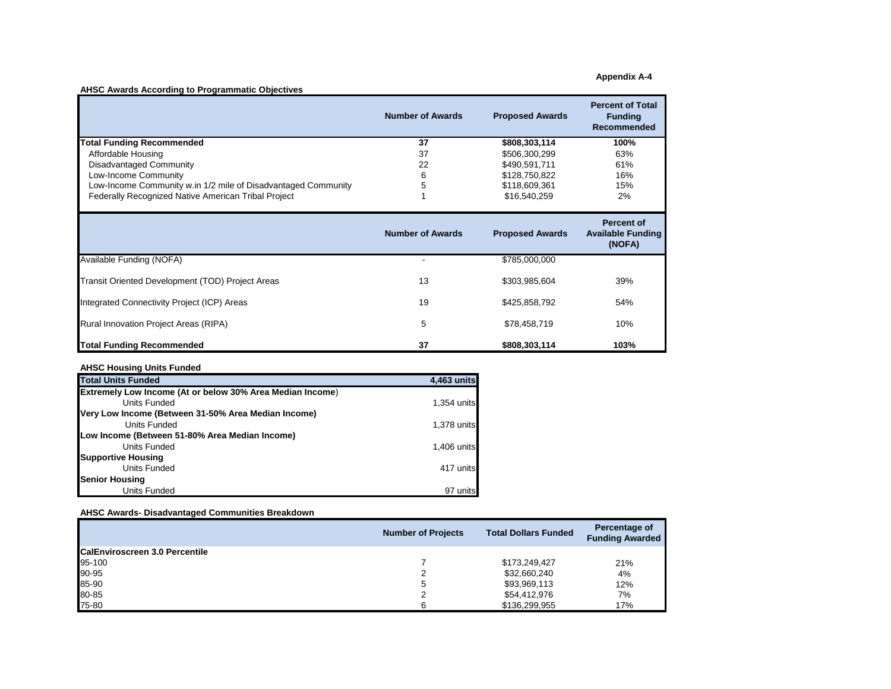**Appendix A-4**

**AHSC Awards According to Programmatic Objectives**

| | Number of Awards | Proposed Awards | Percent of Total Funding Recommended |
|---|---|---|---|
| **Total Funding Recommended** | **37** | **$808,303,114** | **100%** |
| Affordable Housing | 37 | $506,300,299 | 63% |
| Disadvantaged Community | 22 | $490,591,711 | 61% |
| Low-Income Community | 6 | $128,750,822 | 16% |
| Low-Income Community w.in 1/2 mile of Disadvantaged Community | 5 | $118,609,361 | 15% |
| Federally Recognized Native American Tribal Project | 1 | $16,540,259 | 2% |

| | Number of Awards | Proposed Awards | Percent of Available Funding (NOFA) |
|---|---|---|---|
| Available Funding (NOFA) | - | $785,000,000 | |
| Transit Oriented Development (TOD) Project Areas | 13 | $303,985,604 | 39% |
| Integrated Connectivity Project (ICP) Areas | 19 | $425,858,792 | 54% |
| Rural Innovation Project Areas (RIPA) | 5 | $78,458,719 | 10% |
| **Total Funding Recommended** | **37** | **$808,303,114** | **103%** |

**AHSC Housing Units Funded**

| **Total Units Funded** | **4,463 units** |
|---|---|
| **Extremely Low Income (At or below 30% Area Median Income)** | |
| Units Funded | 1,354 units |
| **Very Low Income (Between 31-50% Area Median Income)** | |
| Units Funded | 1,378 units |
| **Low Income (Between 51-80% Area Median Income)** | |
| Units Funded | 1,406 units |
| **Supportive Housing** | |
| Units Funded | 417 units |
| **Senior Housing** | |
| Units Funded | 97 units |

**AHSC Awards- Disadvantaged Communities Breakdown**

| | Number of Projects | Total Dollars Funded | Percentage of Funding Awarded |
|---|---|---|---|
| **CalEnviroscreen 3.0 Percentile** | | | |
| 95-100 | 7 | $173,249,427 | 21% |
| 90-95 | 2 | $32,660,240 | 4% |
| 85-90 | 5 | $93,969,113 | 12% |
| 80-85 | 2 | $54,412,976 | 7% |
| 75-80 | 6 | $136,299,955 | 17% |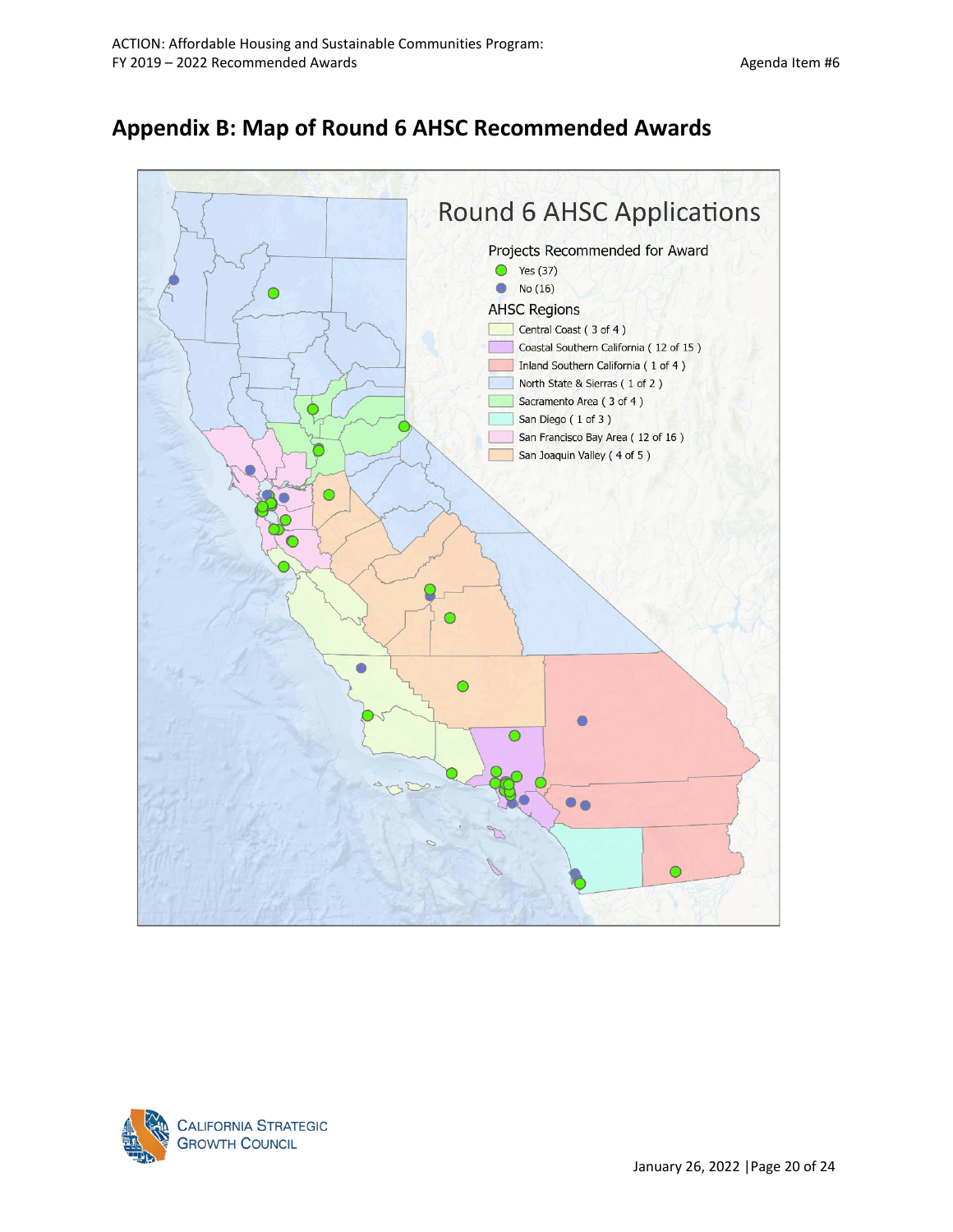## Appendix B: Map of Round 6 AHSC Recommended Awards

Round 6 AHSC Applications

Projects Recommended for Award

- Yes (37)
- No (16)

AHSC Regions

- Central Coast ( 3 of 4 )
- Coastal Southern California ( 12 of 15 )
- Inland Southern California ( 1 of 4 )
- North State & Sierras ( 1 of 2 )
- Sacramento Area ( 3 of 4 )
- San Diego ( 1 of 3 )
- San Francisco Bay Area ( 12 of 16 )
- San Joaquin Valley ( 4 of 5 )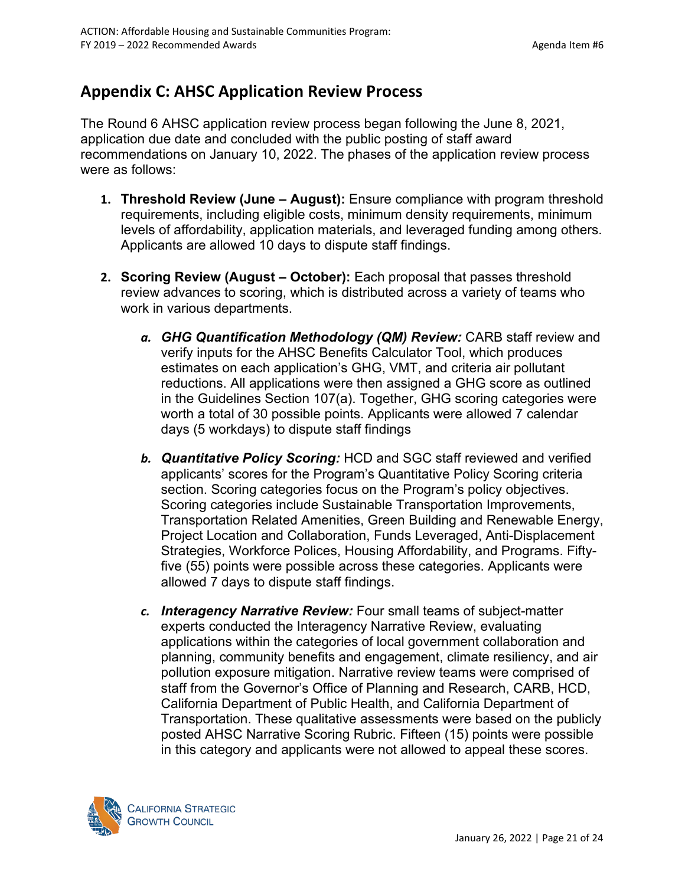## Appendix C: AHSC Application Review Process

The Round 6 AHSC application review process began following the June 8, 2021, application due date and concluded with the public posting of staff award recommendations on January 10, 2022. The phases of the application review process were as follows:

1. **Threshold Review (June – August):** Ensure compliance with program threshold requirements, including eligible costs, minimum density requirements, minimum levels of affordability, application materials, and leveraged funding among others. Applicants are allowed 10 days to dispute staff findings.

2. **Scoring Review (August – October):** Each proposal that passes threshold review advances to scoring, which is distributed across a variety of teams who work in various departments.

   a. ***GHG Quantification Methodology (QM) Review:*** CARB staff review and verify inputs for the AHSC Benefits Calculator Tool, which produces estimates on each application's GHG, VMT, and criteria air pollutant reductions. All applications were then assigned a GHG score as outlined in the Guidelines Section 107(a). Together, GHG scoring categories were worth a total of 30 possible points. Applicants were allowed 7 calendar days (5 workdays) to dispute staff findings

   b. ***Quantitative Policy Scoring:*** HCD and SGC staff reviewed and verified applicants' scores for the Program's Quantitative Policy Scoring criteria section. Scoring categories focus on the Program's policy objectives. Scoring categories include Sustainable Transportation Improvements, Transportation Related Amenities, Green Building and Renewable Energy, Project Location and Collaboration, Funds Leveraged, Anti-Displacement Strategies, Workforce Polices, Housing Affordability, and Programs. Fifty-five (55) points were possible across these categories. Applicants were allowed 7 days to dispute staff findings.

   c. ***Interagency Narrative Review:*** Four small teams of subject-matter experts conducted the Interagency Narrative Review, evaluating applications within the categories of local government collaboration and planning, community benefits and engagement, climate resiliency, and air pollution exposure mitigation. Narrative review teams were comprised of staff from the Governor's Office of Planning and Research, CARB, HCD, California Department of Public Health, and California Department of Transportation. These qualitative assessments were based on the publicly posted AHSC Narrative Scoring Rubric. Fifteen (15) points were possible in this category and applicants were not allowed to appeal these scores.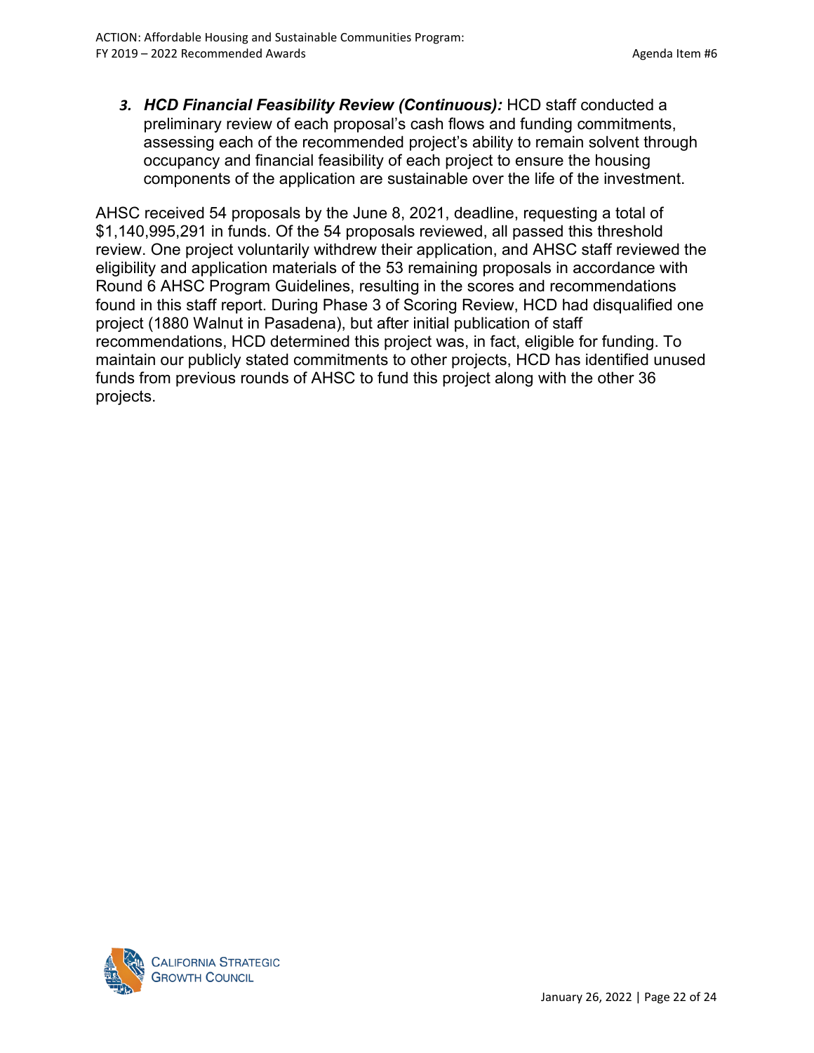3. ***HCD Financial Feasibility Review (Continuous):*** HCD staff conducted a preliminary review of each proposal's cash flows and funding commitments, assessing each of the recommended project's ability to remain solvent through occupancy and financial feasibility of each project to ensure the housing components of the application are sustainable over the life of the investment.

AHSC received 54 proposals by the June 8, 2021, deadline, requesting a total of $1,140,995,291 in funds. Of the 54 proposals reviewed, all passed this threshold review. One project voluntarily withdrew their application, and AHSC staff reviewed the eligibility and application materials of the 53 remaining proposals in accordance with Round 6 AHSC Program Guidelines, resulting in the scores and recommendations found in this staff report. During Phase 3 of Scoring Review, HCD had disqualified one project (1880 Walnut in Pasadena), but after initial publication of staff recommendations, HCD determined this project was, in fact, eligible for funding. To maintain our publicly stated commitments to other projects, HCD has identified unused funds from previous rounds of AHSC to fund this project along with the other 36 projects.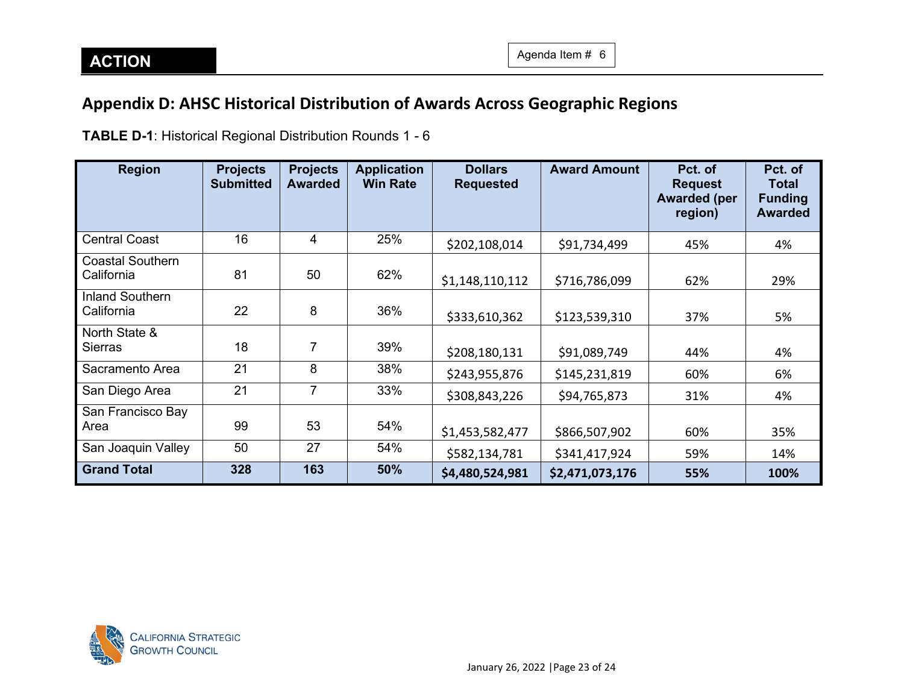**ACTION**

Agenda Item # 6

## Appendix D: AHSC Historical Distribution of Awards Across Geographic Regions

**TABLE D-1**: Historical Regional Distribution Rounds 1 - 6

| Region | Projects Submitted | Projects Awarded | Application Win Rate | Dollars Requested | Award Amount | Pct. of Request Awarded (per region) | Pct. of Total Funding Awarded |
|---|---|---|---|---|---|---|---|
| Central Coast | 16 | 4 | 25% | $202,108,014 | $91,734,499 | 45% | 4% |
| Coastal Southern California | 81 | 50 | 62% | $1,148,110,112 | $716,786,099 | 62% | 29% |
| Inland Southern California | 22 | 8 | 36% | $333,610,362 | $123,539,310 | 37% | 5% |
| North State & Sierras | 18 | 7 | 39% | $208,180,131 | $91,089,749 | 44% | 4% |
| Sacramento Area | 21 | 8 | 38% | $243,955,876 | $145,231,819 | 60% | 6% |
| San Diego Area | 21 | 7 | 33% | $308,843,226 | $94,765,873 | 31% | 4% |
| San Francisco Bay Area | 99 | 53 | 54% | $1,453,582,477 | $866,507,902 | 60% | 35% |
| San Joaquin Valley | 50 | 27 | 54% | $582,134,781 | $341,417,924 | 59% | 14% |
| **Grand Total** | **328** | **163** | **50%** | **$4,480,524,981** | **$2,471,073,176** | **55%** | **100%** |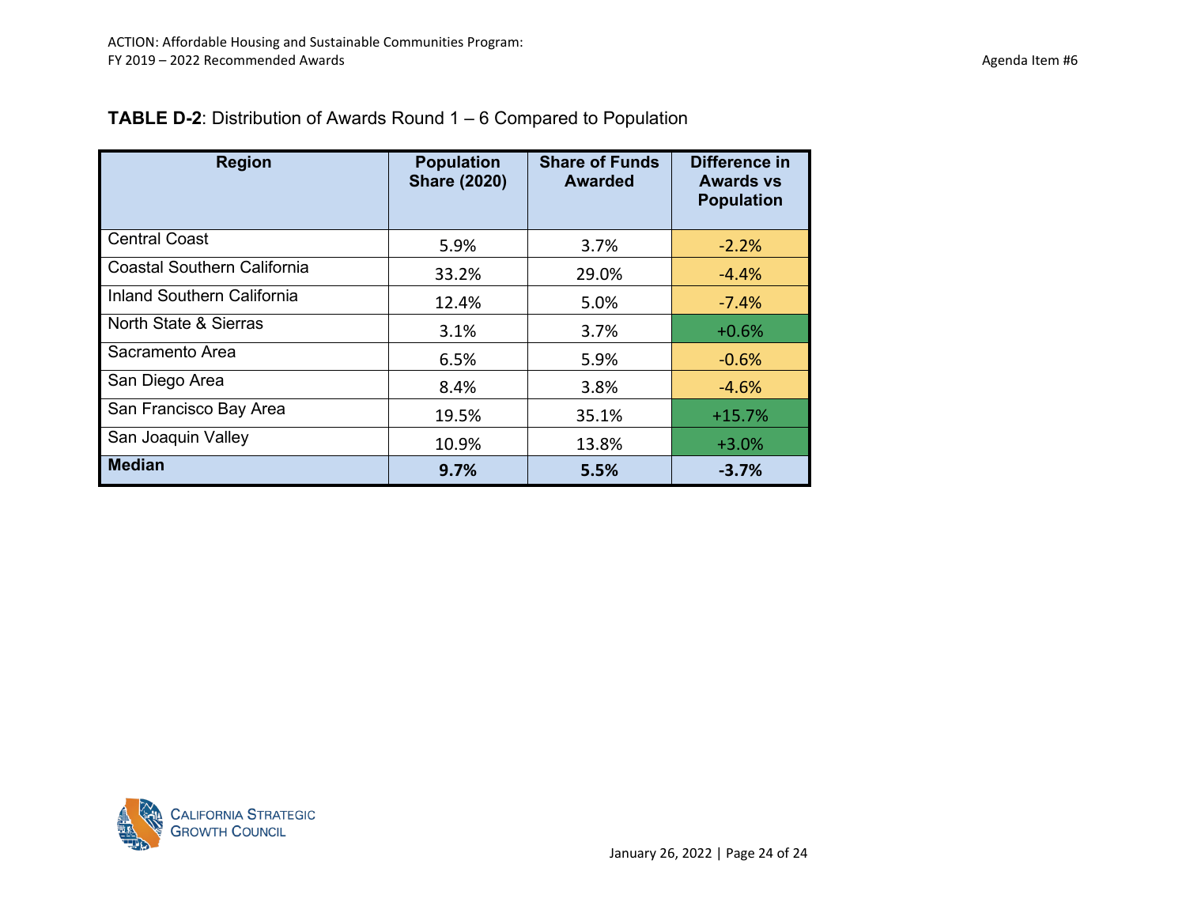**TABLE D-2**: Distribution of Awards Round 1 – 6 Compared to Population

| Region | Population Share (2020) | Share of Funds Awarded | Difference in Awards vs Population |
|---|---|---|---|
| Central Coast | 5.9% | 3.7% | -2.2% |
| Coastal Southern California | 33.2% | 29.0% | -4.4% |
| Inland Southern California | 12.4% | 5.0% | -7.4% |
| North State & Sierras | 3.1% | 3.7% | +0.6% |
| Sacramento Area | 6.5% | 5.9% | -0.6% |
| San Diego Area | 8.4% | 3.8% | -4.6% |
| San Francisco Bay Area | 19.5% | 35.1% | +15.7% |
| San Joaquin Valley | 10.9% | 13.8% | +3.0% |
| **Median** | **9.7%** | **5.5%** | **-3.7%** |